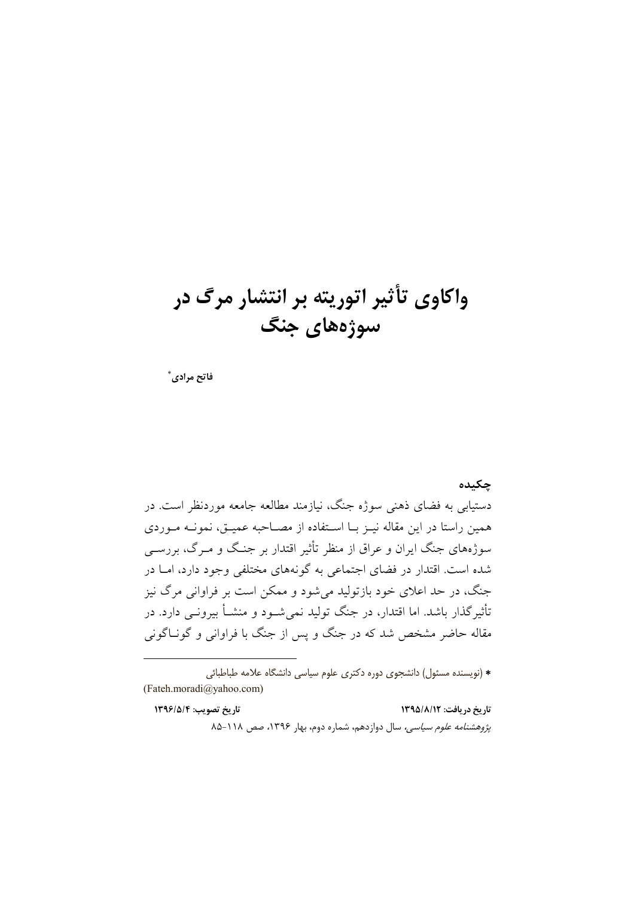# واکاوی تأثیر اتوریته بر انتشار مرگ در سوژه‌های جنگ

**فاتح مرادی** *

## چکیده

دستیابی به فضای ذهنی سوژه جنگ، نیازمند مطالعه جامعه موردنظر است. در همین راستا در این مقاله نیز با استفاده از مصاحبه عمیق، نمونه موردی سوژه‌های جنگ ایران و عراق از منظر تأثیر اقتدار بر جنگ و مرگ، بررسی شده است. اقتدار در فضای اجتماعی به گونه‌های مختلفی وجود دارد، اما در جنگ، در حد اعلای خود بازتولید می‌شود و ممکن است بر فراوانی مرگ نیز تأثیرگذار باشد. اما اقتدار، در جنگ تولید نمی‌شود و منشأ بیرونی دارد. در مقاله حاضر مشخص شد که در جنگ و پس از جنگ با فراوانی و گوناگونی

---

* (نویسنده مسئول) دانشجوی دوره دکتری علوم سیاسی دانشگاه علامه طباطبائی (Fateh.moradi@yahoo.com)

**تاریخ دریافت: ۱۳۹۵/۸/۱۲** **تاریخ تصویب: ۱۳۹۶/۵/۴**

*پژوهشنامه علوم سیاسی*، سال دوازدهم، شماره دوم، بهار ۱۳۹۶، صص ۱۱۸-۸۵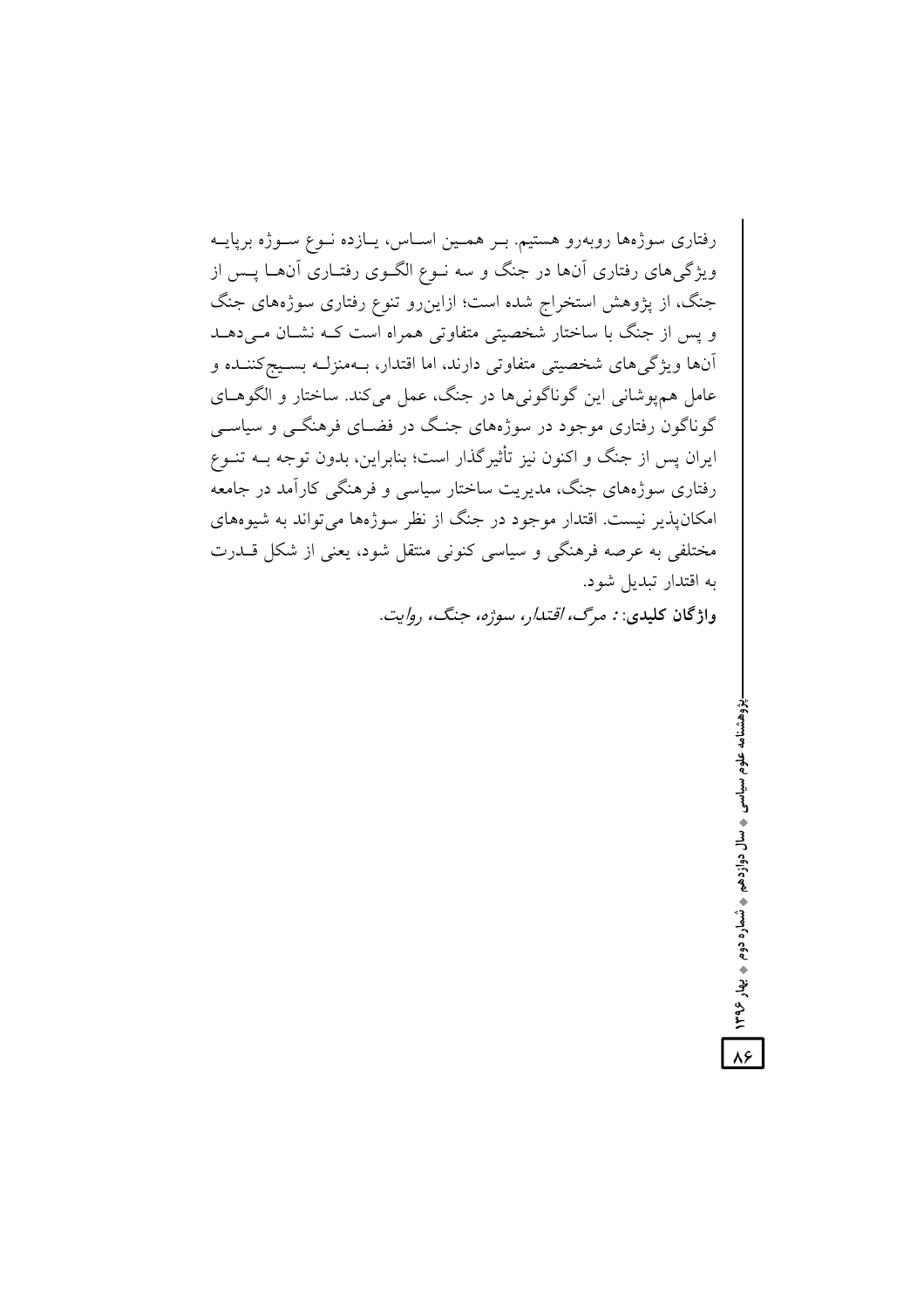رفتاری سوژه‌ها روبه‌رو هستیم. بر همین اساس، یازده نوع سوژه برپایه ویژگی‌های رفتاری آن‌ها در جنگ و سه نوع الگوی رفتاری آن‌ها پس از جنگ، از پژوهش استخراج شده است؛ ازاین‌رو تنوع رفتاری سوژه‌های جنگ و پس از جنگ با ساختار شخصیتی متفاوتی همراه است که نشان می‌دهد آن‌ها ویژگی‌های شخصیتی متفاوتی دارند، اما اقتدار، به‌منزله بسیج‌کننده و عامل هم‌پوشانی این گوناگونی‌ها در جنگ، عمل می‌کند. ساختار و الگوهای گوناگون رفتاری موجود در سوژه‌های جنگ در فضای فرهنگی و سیاسی ایران پس از جنگ و اکنون نیز تأثیرگذار است؛ بنابراین، بدون توجه به تنوع رفتاری سوژه‌های جنگ، مدیریت ساختار سیاسی و فرهنگی کارآمد در جامعه امکان‌پذیر نیست. اقتدار موجود در جنگ از نظر سوژه‌ها می‌تواند به شیوه‌های مختلفی به عرصه فرهنگی و سیاسی کنونی منتقل شود، یعنی از شکل قدرت به اقتدار تبدیل شود.

**واژگان کلیدی:** *: مرگ، اقتدار، سوژه، جنگ، روایت.*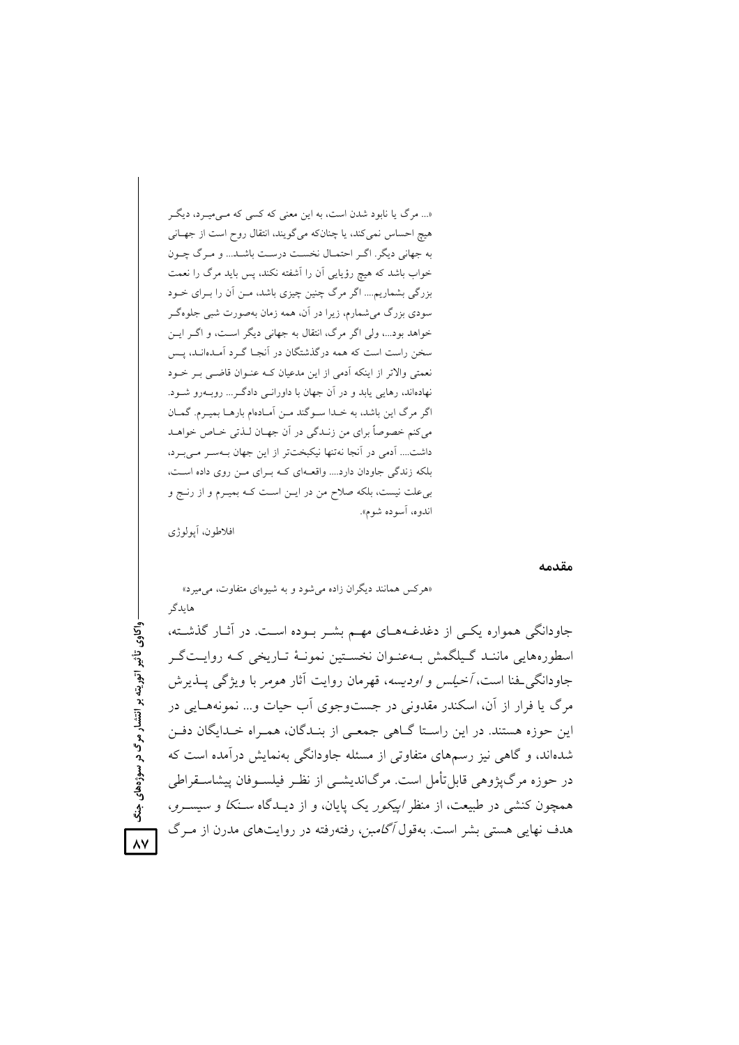«... مرگ یا نابود شدن است، به این معنی که کسی که می‌میرد، دیگر هیچ احساس نمی‌کند، یا چنانکه می‌گویند، انتقال روح است از جهانی به جهانی دیگر. اگر احتمال نخست درست باشد... و مرگ چون خواب باشد که هیچ رؤیایی آن را آشفته نکند، پس باید مرگ را نعمت بزرگی بشماریم.... اگر مرگ چنین چیزی باشد، من آن را برای خود سودی بزرگ می‌شمارم، زیرا در آن، همه زمان به‌صورت شبی جلوه‌گر خواهد بود...، ولی اگر مرگ، انتقال به جهانی دیگر است، و اگر این سخن راست است که همه درگذشتگان در آنجا گرد آمده‌اند، پس نعمتی والاتر از اینکه آدمی از این مدعیان که عنوان قاضی بر خود نهاده‌اند، رهایی یابد و در آن جهان با داورانی دادگر... روبه‌رو شود. اگر مرگ این باشد، به خدا سوگند من آماده‌ام بارها بمیرم. گمان می‌کنم خصوصاً برای من زندگی در آن جهان لذتی خاص خواهد داشت.... آدمی در آنجا نه‌تنها نیکبخت‌تر از این جهان به‌سر می‌برد، بلکه زندگی جاودان دارد.... واقعه‌ای که برای من روی داده است، بی‌علت نیست، بلکه صلاح من در این است که بمیرم و از رنج و اندوه، آسوده شوم».

افلاطون، آپولوژی

## مقدمه

«هرکس همانند دیگران زاده می‌شود و به شیوه‌ای متفاوت، می‌میرد»

هایدگر

جاودانگی همواره یکی از دغدغه‌های مهم بشر بوده است. در آثار گذشته، اسطوره‌هایی مانند گیلگمش به‌عنوان نخستین نمونهٔ تاریخی که روایت‌گر جاودانگی‌ـفنا است، *آخیلس* و *اودیسه*، قهرمان روایت آثار *هومر* با ویژگی پذیرش مرگ یا فرار از آن، اسکندر مقدونی در جست‌وجوی آب حیات و... نمونه‌هایی در این حوزه هستند. در این راستا گاهی جمعی از بندگان، همراه خدایگان دفن شده‌اند، و گاهی نیز رسم‌های متفاوتی از مسئله جاودانگی به‌نمایش درآمده است که در حوزه مرگ‌پژوهی قابل‌تأمل است. مرگ‌اندیشی از نظر فیلسوفان پیشاسقراطی همچون کنشی در طبیعت، از منظر *اپیکور* یک پایان، و از دیدگاه *سنکا* و *سیسرو*، هدف نهایی هستی بشر است. به‌قول *آگامبن*، رفته‌رفته در روایت‌های مدرن از مرگ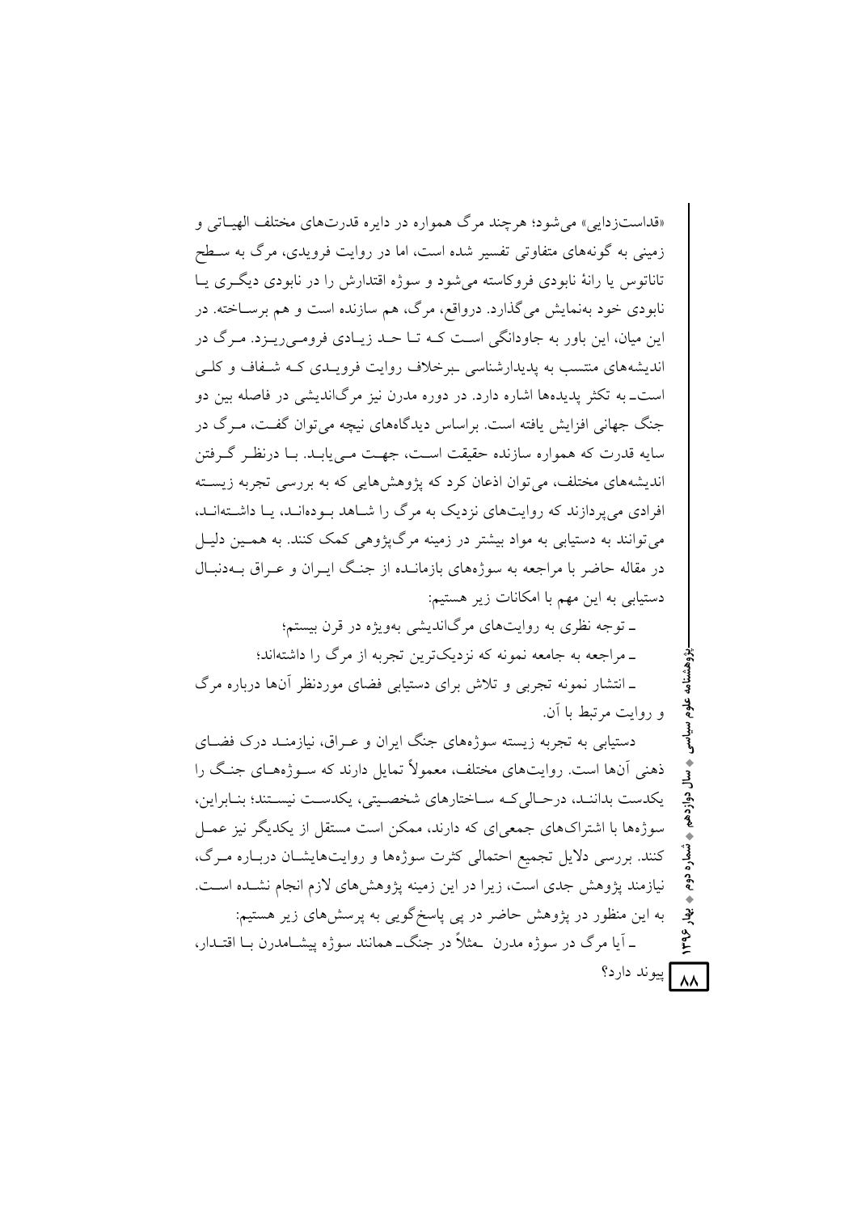«قداست‌زدایی» می‌شود؛ هرچند مرگ همواره در دایره قدرت‌های مختلف الهیاتی و زمینی به گونه‌های متفاوتی تفسیر شده است، اما در روایت فرویدی، مرگ به سطح تاناتوس یا رانهٔ نابودی فروکاسته می‌شود و سوژه اقتدارش را در نابودی دیگری یا نابودی خود به‌نمایش می‌گذارد. درواقع، مرگ، هم سازنده است و هم برساخته. در این میان، این باور به جاودانگی است که تا حد زیادی فرومی‌ریزد. مرگ در اندیشه‌های منتسب به پدیدارشناسی ـبرخلاف روایت فرویدی که شفاف و کلی است ـ به تکثر پدیده‌ها اشاره دارد. در دوره مدرن نیز مرگ‌اندیشی در فاصله بین دو جنگ جهانی افزایش یافته است. براساس دیدگاه‌های نیچه می‌توان گفت، مرگ در سایه قدرت که همواره سازنده حقیقت است، جهت می‌یابد. با درنظر گرفتن اندیشه‌های مختلف، می‌توان اذعان کرد که پژوهش‌هایی که به بررسی تجربه زیسته افرادی می‌پردازند که روایت‌های نزدیک به مرگ را شاهد بوده‌اند، یا داشته‌اند، می‌توانند به دستیابی به مواد بیشتر در زمینه مرگ‌پژوهی کمک کنند. به همین دلیل در مقاله حاضر با مراجعه به سوژه‌های بازمانده از جنگ ایران و عراق به‌دنبال دستیابی به این مهم با امکانات زیر هستیم:

ـ توجه نظری به روایت‌های مرگ‌اندیشی به‌ویژه در قرن بیستم؛

ـ مراجعه به جامعه نمونه که نزدیک‌ترین تجربه از مرگ را داشته‌اند؛

ـ انتشار نمونه تجربی و تلاش برای دستیابی فضای موردنظر آن‌ها درباره مرگ و روایت مرتبط با آن.

دستیابی به تجربه زیسته سوژه‌های جنگ ایران و عراق، نیازمند درک فضای ذهنی آن‌ها است. روایت‌های مختلف، معمولاً تمایل دارند که سوژه‌های جنگ را یکدست بدانند، درحالی‌که ساختارهای شخصیتی، یکدست نیستند؛ بنابراین، سوژه‌ها با اشتراک‌های جمعی‌ای که دارند، ممکن است مستقل از یکدیگر نیز عمل کنند. بررسی دلایل تجمیع احتمالی کثرت سوژه‌ها و روایت‌هایشان درباره مرگ، نیازمند پژوهش جدی است، زیرا در این زمینه پژوهش‌های لازم انجام نشده است. به این منظور در پژوهش حاضر در پی پاسخ‌گویی به پرسش‌های زیر هستیم:

ـ آیا مرگ در سوژه مدرن ـمثلاً در جنگ‌ـ همانند سوژه پیشامدرن با اقتدار، پیوند دارد؟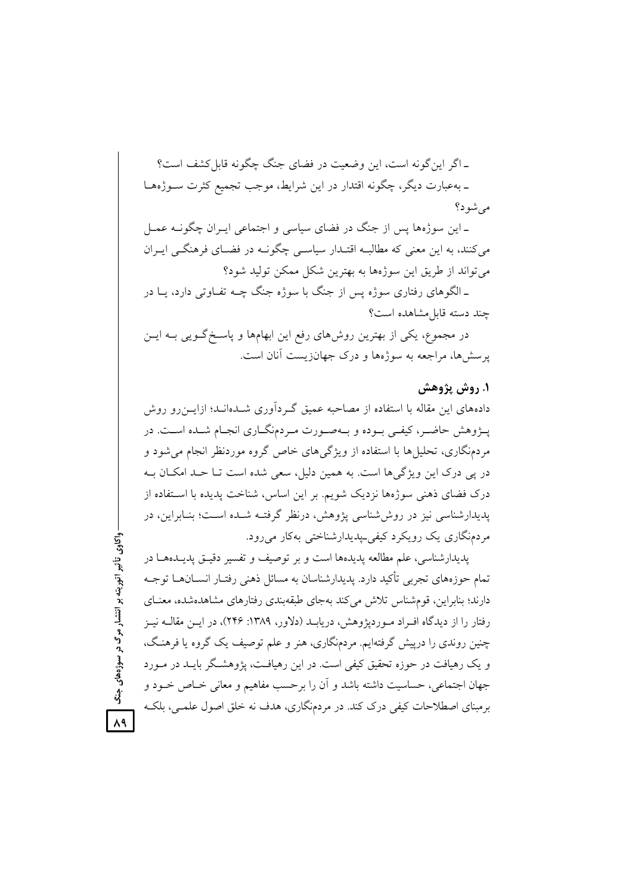ـ اگر این‌گونه است، این وضعیت در فضای جنگ چگونه قابل‌کشف است؟

ـ به‌عبارت دیگر، چگونه اقتدار در این شرایط، موجب تجمیع کثرت سوژه‌ها می‌شود؟

ـ این سوژه‌ها پس از جنگ در فضای سیاسی و اجتماعی ایران چگونه عمل می‌کنند، به این معنی که مطالبه اقتدار سیاسی چگونه در فضای فرهنگی ایران می‌تواند از طریق این سوژه‌ها به بهترین شکل ممکن تولید شود؟

ـ الگوهای رفتاری سوژه پس از جنگ با سوژه جنگ چه تفاوتی دارد، یا در چند دسته قابل‌مشاهده است؟

در مجموع، یکی از بهترین روش‌های رفع این ابهام‌ها و پاسخ‌گویی به این پرسش‌ها، مراجعه به سوژه‌ها و درک جهان‌زیست آنان است.

## ۱. روش پژوهش

داده‌های این مقاله با استفاده از مصاحبه عمیق گردآوری شده‌اند؛ ازاین‌رو روش پژوهش حاضر، کیفی بوده و به‌صورت مردم‌نگاری انجام شده است. در مردم‌نگاری، تحلیل‌ها با استفاده از ویژگی‌های خاص گروه موردنظر انجام می‌شود و در پی درک این ویژگی‌ها است. به همین دلیل، سعی شده است تا حد امکان به درک فضای ذهنی سوژه‌ها نزدیک شویم. بر این اساس، شناخت پدیده با استفاده از پدیدارشناسی نیز در روش‌شناسی پژوهش، درنظر گرفته شده است؛ بنابراین، در مردم‌نگاری یک رویکرد کیفی-پدیدارشناختی به‌کار می‌رود.

پدیدارشناسی، علم مطالعه پدیده‌ها است و بر توصیف و تفسیر دقیق پدیده‌ها در تمام حوزه‌های تجربی تأکید دارد. پدیدارشناسان به مسائل ذهنی رفتار انسان‌ها توجه دارند؛ بنابراین، قوم‌شناس تلاش می‌کند به‌جای طبقه‌بندی رفتارهای مشاهده‌شده، معنای رفتار را از دیدگاه افراد موردپژوهش، دریابد (دلاور، ۱۳۸۹: ۲۴۶)، در این مقاله نیز چنین روندی را درپیش گرفته‌ایم. مردم‌نگاری، هنر و علم توصیف یک گروه یا فرهنگ، و یک رهیافت در حوزه تحقیق کیفی است. در این رهیافت، پژوهشگر باید در مورد جهان اجتماعی، حساسیت داشته باشد و آن را برحسب مفاهیم و معانی خاص خود و برمبنای اصطلاحات کیفی درک کند. در مردم‌نگاری، هدف نه خلق اصول علمی، بلکه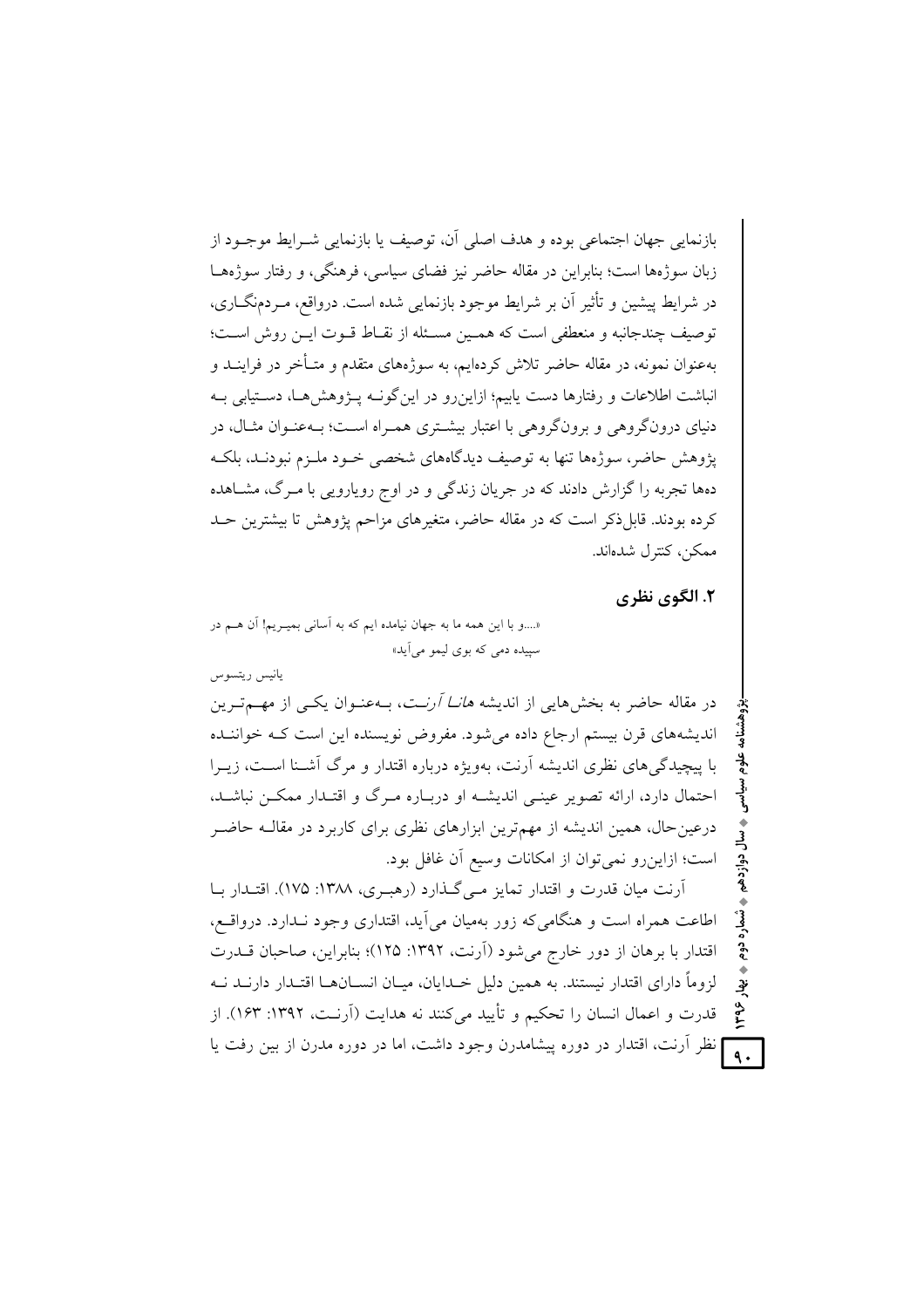بازنمایی جهان اجتماعی بوده و هدف اصلی آن، توصیف یا بازنمایی شـرایط موجـود از زبان سوژه‌ها است؛ بنابراین در مقاله حاضر نیز فضای سیاسی، فرهنگی، و رفتار سوژه‌هـا در شرایط پیشین و تأثیر آن بر شرایط موجود بازنمایی شده است. درواقع، مـردم‌نگـاری، توصیف چندجانبه و منعطفی است که همـین مسـئله از نقـاط قـوت ایـن روش اسـت؛ به‌عنوان نمونه، در مقاله حاضر تلاش کرده‌ایم، به سوژه‌های متقدم و متـأخر در فراینـد و انباشت اطلاعات و رفتارها دست یابیم؛ ازاین‌رو در این‌گونـه پـژوهش‌هـا، دسـتیابی بـه دنیای درون‌گروهی و برون‌گروهی با اعتبار بیشـتری همـراه اسـت؛ بـه‌عنـوان مثـال، در پژوهش حاضر، سوژه‌ها تنها به توصیف دیدگاه‌های شخصی خـود ملـزم نبودنـد، بلکـه ده‌ها تجربه را گزارش دادند که در جریان زندگی و در اوج رویارویی با مـرگ، مشـاهده کرده بودند. قابل‌ذکر است که در مقاله حاضر، متغیرهای مزاحم پژوهش تا بیشترین حـد ممکن، کنترل شده‌اند.

## ۲. الگوی نظری

«....و با این همه ما به جهان نیامده ایم که به آسانی بمیـریم! آن هـم در سپیده دمی که بوی لیمو می‌آید»

یانیس ریتسوس

در مقاله حاضر به بخش‌هایی از اندیشه *هانا آرنـت*، بـه‌عنـوان یکـی از مهـم‌تـرین اندیشه‌های قرن بیستم ارجاع داده می‌شود. مفروض نویسنده این است کـه خواننـده با پیچیدگی‌های نظری اندیشه آرنت، به‌ویژه درباره اقتدار و مرگ آشـنا اسـت، زیـرا احتمال دارد، ارائه تصویر عینـی اندیشـه او دربـاره مـرگ و اقتـدار ممکـن نباشـد، درعین‌حال، همین اندیشه از مهم‌ترین ابزارهای نظری برای کاربرد در مقالـه حاضـر است؛ ازاین‌رو نمی‌توان از امکانات وسیع آن غافل بود.

آرنت میان قدرت و اقتدار تمایز مـی‌گـذارد (رهبـری، ۱۳۸۸: ۱۷۵). اقتـدار بـا اطاعت همراه است و هنگامی‌که زور به‌میان می‌آید، اقتداری وجود نـدارد. درواقـع، اقتدار با برهان از دور خارج می‌شود (آرنت، ۱۳۹۲: ۱۲۵)؛ بنابراین، صاحبان قـدرت لزوماً دارای اقتدار نیستند. به همین دلیل خـدایان، میـان انسـان‌هـا اقتـدار دارنـد نـه قدرت و اعمال انسان را تحکیم و تأیید می‌کنند نه هدایت (آرنـت، ۱۳۹۲: ۱۶۳). از نظر آرنت، اقتدار در دوره پیشامدرن وجود داشت، اما در دوره مدرن از بین رفت یا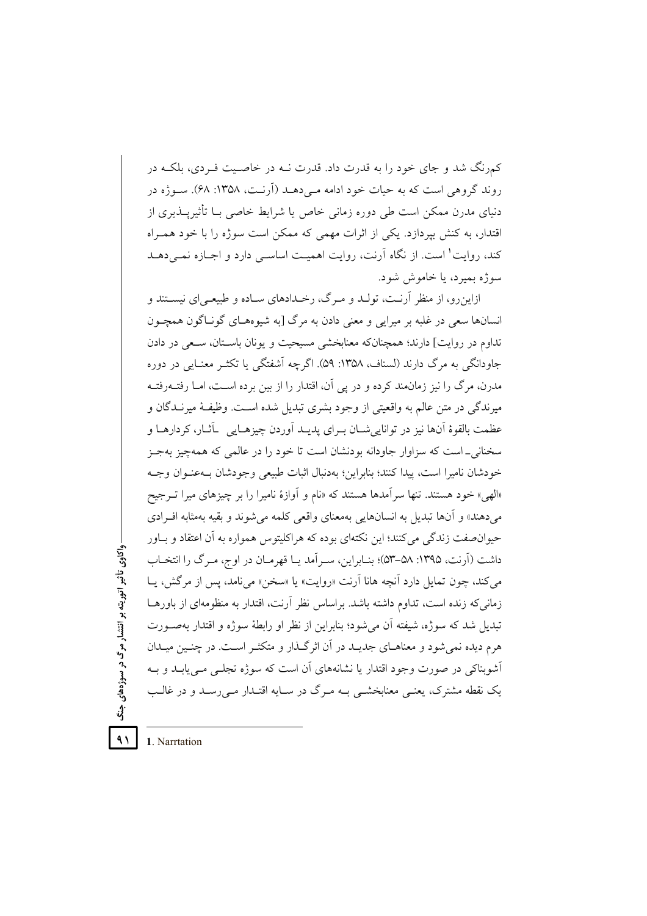کم‌رنگ شد و جای خود را به قدرت داد. قدرت نـه در خاصـیت فـردی، بلکـه در روند گروهی است که به حیات خود ادامه مـی‌دهـد (آرنـت، ۱۳۵۸: ۶۸). سـوژه در دنیای مدرن ممکن است طی دوره زمانی خاص یا شرایط خاصی بـا تأثیرپـذیری از اقتدار، به کنش بپردازد. یکی از اثرات مهمی که ممکن است سوژه را با خود همـراه کند، روایت[1] است. از نگاه آرنت، روایت اهمیـت اساسـی دارد و اجـازه نمـی‌دهـد سوژه بمیرد، یا خاموش شود.

ازاین‌رو، از منظر آرنـت، تولـد و مـرگ، رخـدادهای سـاده و طبیعـی‌ای نیسـتند و انسان‌ها سعی در غلبه بر میرایی و معنی دادن به مرگ [به شیوه‌هـای گونـاگون همچـون تداوم در روایت] دارند؛ همچنان‌که معنابخشی مسیحیت و یونان باسـتان، سـعی در دادن جاودانگی به مرگ دارند (لسناف، ۱۳۵۸: ۵۹). اگرچه آشفتگی یا تکثـر معنـایی در دوره مدرن، مرگ را نیز زمان‌مند کرده و در پی آن، اقتدار را از بین برده اسـت، امـا رفتـه‌رفتـه میرندگی در متن عالم به واقعیتی از وجود بشری تبدیل شده اسـت. وظیفـهٔ میرنـدگان و عظمت بالقوهٔ آن‌ها نیز در توانایی‌شـان بـرای پدیـد آوردن چیزهـایی ـآثـار، کردارهـا و سخنانی ـ است که سزاوار جاودانه بودنشان است تا خود را در عالمی که همه‌چیز به‌جـز خودشان نامیرا است، پیدا کنند؛ بنابراین؛ به‌دنبال اثبات طبیعی وجودشان بـه‌عنـوان وجـه «الهی» خود هستند. تنها سرآمدها هستند که «نام و آوازهٔ نامیرا را بر چیزهای میرا تـرجیح می‌دهند» و آن‌ها تبدیل به انسان‌هایی به‌معنای واقعی کلمه می‌شوند و بقیه به‌مثابه افـرادی حیوان‌صفت زندگی می‌کنند؛ این نکته‌ای بوده که هراکلیتوس همواره به آن اعتقاد و بـاور داشت (آرنت، ۱۳۹۵: ۵۸–۵۳)؛ بنـابراین، سـرآمد یـا قهرمـان در اوج، مـرگ را انتخـاب می‌کند، چون تمایل دارد آنچه هانا آرنت «روایت» یا «سخن» می‌نامد، پس از مرگش، یـا زمانی‌که زنده است، تداوم داشته باشد. براساس نظر آرنت، اقتدار به منظومه‌ای از باورهـا تبدیل شد که سوژه، شیفته آن می‌شود؛ بنابراین از نظر او رابطهٔ سوژه و اقتدار به‌صـورت هرم دیده نمی‌شود و معناهـای جدیـد در آن اثرگـذار و متکثر اسـت. در چنـین میـدان آشوبناکی در صورت وجود اقتدار یا نشانه‌های آن است که سوژه تجلـی مـی‌یابـد و بـه یک نقطه مشترک، یعنـی معنابخشـی بـه مـرگ در سـایه اقتـدار مـی‌رسـد و در غالـب

---

1. Narrtation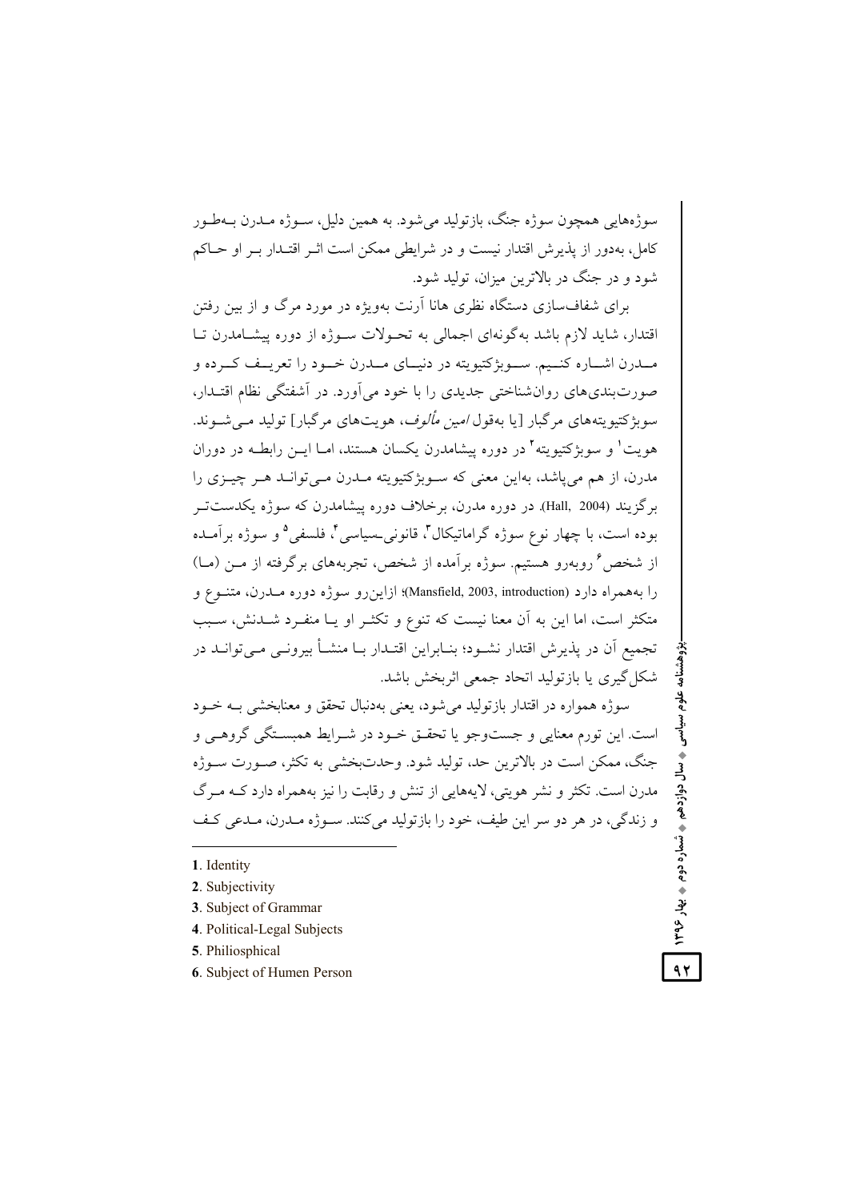سوژه‌هایی همچون سوژه جنگ، بازتولید می‌شود. به همین دلیل، سوژه مدرن به‌طور کامل، به‌دور از پذیرش اقتدار نیست و در شرایطی ممکن است اثر اقتدار بر او حاکم شود و در جنگ در بالاترین میزان، تولید شود.

برای شفاف‌سازی دستگاه نظری هانا آرنت به‌ویژه در مورد مرگ و از بین رفتن اقتدار، شاید لازم باشد به‌گونه‌ای اجمالی به تحولات سوژه از دوره پیشامدرن تا مدرن اشاره کنیم. سوبژکتیویته در دنیای مدرن خود را تعریف کرده و صورت‌بندی‌های روان‌شناختی جدیدی را با خود می‌آورد. در آشفتگی نظام اقتدار، سوبژکتیویته‌های مرگبار [یا به‌قول *امین مألوف*، هویت‌های مرگبار] تولید می‌شوند. هویت[1] و سوبژکتیویته[2] در دوره پیشامدرن یکسان هستند، اما این رابطه در دوران مدرن، از هم می‌پاشد، به‌این معنی که سوبژکتیویته مدرن می‌تواند هر چیزی را برگزیند (Hall, 2004). در دوره مدرن، برخلاف دوره پیشامدرن که سوژه یکدست‌تر بوده است، با چهار نوع سوژه گراماتیکال[3]، قانونی-سیاسی[4]، فلسفی[5] و سوژه برآمده از شخص[6] روبه‌رو هستیم. سوژه برآمده از شخص، تجربه‌های برگرفته از من (ما) را به‌همراه دارد (Mansfield, 2003, introduction)؛ ازاین‌رو سوژه دوره مدرن، متنوع و متکثر است، اما این به آن معنا نیست که تنوع و تکثر او یا منفرد شدنش، سبب تجمیع آن در پذیرش اقتدار نشود؛ بنابراین اقتدار با منشأ بیرونی می‌تواند در شکل‌گیری یا بازتولید اتحاد جمعی اثربخش باشد.

سوژه همواره در اقتدار بازتولید می‌شود، یعنی به‌دنبال تحقق و معنابخشی به خود است. این تورم معنایی و جست‌وجو یا تحقق خود در شرایط همبستگی گروهی و جنگ، ممکن است در بالاترین حد، تولید شود. وحدت‌بخشی به تکثر، صورت سوژه مدرن است. تکثر و نشر هویتی، لایه‌هایی از تنش و رقابت را نیز به‌همراه دارد که مرگ و زندگی، در هر دو سر این طیف، خود را بازتولید می‌کنند. سوژه مدرن، مدعی کف

---

1. Identity
2. Subjectivity
3. Subject of Grammar
4. Political-Legal Subjects
5. Philiosphical
6. Subject of Humen Person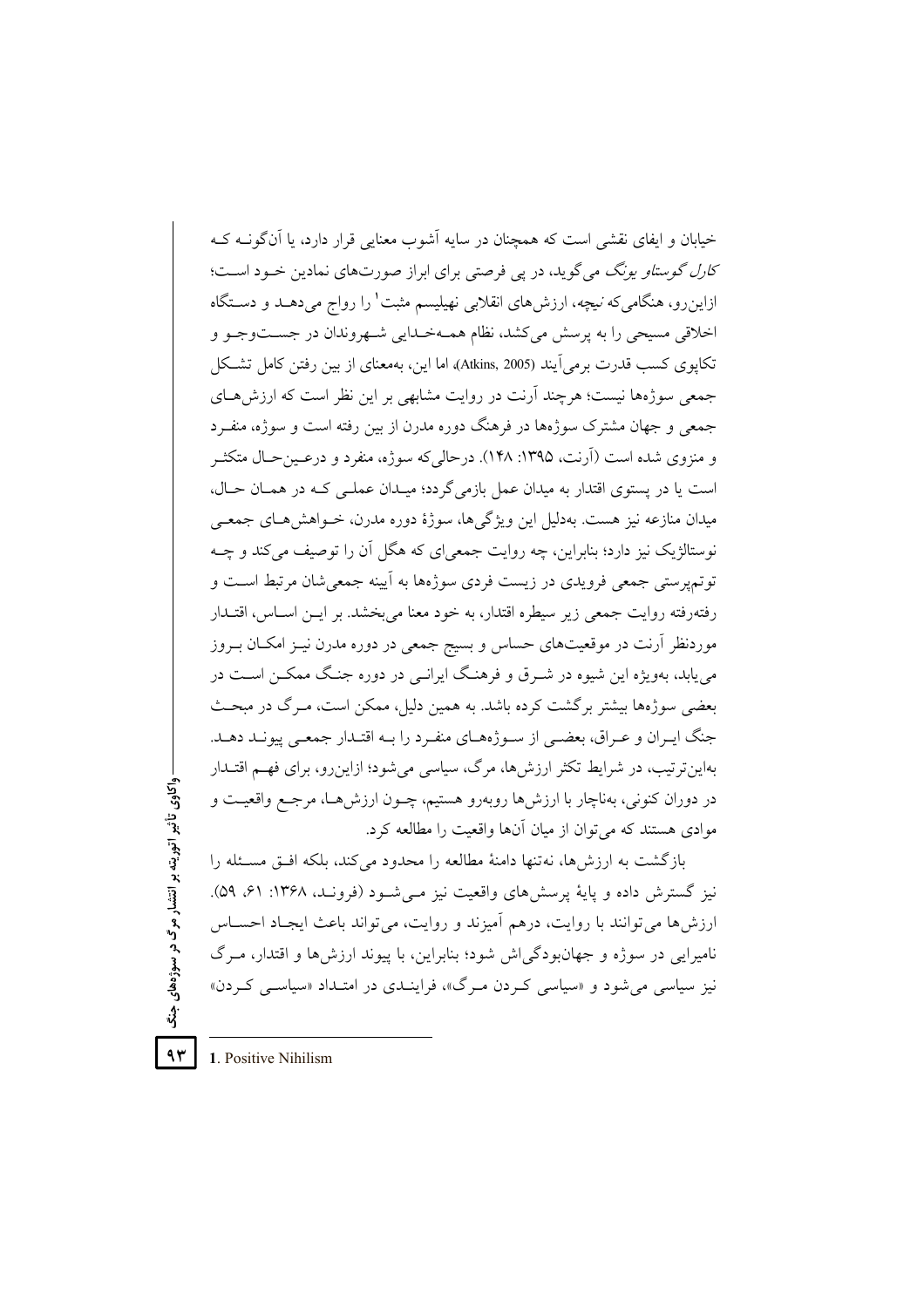خیابان و ایفای نقشی است که همچنان در سایه آشوب معنایی قرار دارد، یا آن‌گونـه کـه *کارل گوستاو یونگ* می‌گوید، در پی فرصتی برای ابراز صورت‌های نمادین خـود اسـت؛ ازاین‌رو، هنگامی‌که *نیچه*، ارزش‌های انقلابی نهیلیسم مثبت[1] را رواج می‌دهـد و دسـتگاه اخلاقی مسیحی را به پرسش می‌کشد، نظام همـه‌خـدایی شـهروندان در جسـت‌وجـو و تکاپوی کسب قدرت برمی‌آیند (Atkins, 2005)، اما این، به‌معنای از بین رفتن کامل تشـکل جمعی سوژه‌ها نیست؛ هرچند آرنت در روایت مشابهی بر این نظر است که ارزش‌هـای جمعی و جهان مشترک سوژه‌ها در فرهنگ دوره مدرن از بین رفته است و سوژه، منفـرد و منزوی شده است (آرنت، ۱۳۹۵: ۱۴۸). درحالی‌که سوژه، منفرد و درعـین‌حـال متکثـر است یا در پستوی اقتدار به میدان عمل بازمی‌گردد؛ میـدان عملـی کـه در همـان حـال، میدان منازعه نیز هست. به‌دلیل این ویژگی‌ها، سوژهٔ دوره مدرن، خـواهش‌هـای جمعـی نوستالژیک نیز دارد؛ بنابراین، چه روایت جمعی‌ای که هگل آن را توصیف می‌کند و چـه توتم‌پرستی جمعی فرویدی در زیست فردی سوژه‌ها به آیینه جمعی‌شان مرتبط اسـت و رفته‌رفته روایت جمعی زیر سیطره اقتدار، به خود معنا می‌بخشد. بر ایـن اسـاس، اقتـدار موردنظر آرنت در موقعیت‌های حساس و بسیج جمعی در دوره مدرن نیـز امکـان بـروز می‌یابد، به‌ویژه این شیوه در شـرق و فرهنـگ ایرانـی در دوره جنـگ ممکـن اسـت در بعضی سوژه‌ها بیشتر برگشت کرده باشد. به همین دلیل، ممکن است، مـرگ در مبحـث جنگ ایـران و عـراق، بعضـی از سـوژه‌هـای منفـرد را بـه اقتـدار جمعـی پیونـد دهـد. به‌این‌ترتیب، در شرایط تکثر ارزش‌ها، مرگ، سیاسی می‌شود؛ ازاین‌رو، برای فهـم اقتـدار در دوران کنونی، به‌ناچار با ارزش‌ها روبه‌رو هستیم، چـون ارزش‌هـا، مرجـع واقعیـت و موادی هستند که می‌توان از میان آن‌ها واقعیت را مطالعه کرد.

بازگشت به ارزش‌ها، نه‌تنها دامنهٔ مطالعه را محدود می‌کند، بلکه افـق مسـئله را نیز گسترش داده و پایهٔ پرسش‌های واقعیت نیز مـی‌شـود (فرونـد، ۱۳۶۸: ۶۱، ۵۹). ارزش‌ها می‌توانند با روایت، درهم آمیزند و روایت، می‌تواند باعث ایجـاد احسـاس نامیرایی در سوژه و جهان‌بودگی‌اش شود؛ بنابراین، با پیوند ارزش‌ها و اقتدار، مـرگ نیز سیاسی می‌شود و «سیاسی کـردن مـرگ»، فراینـدی در امتـداد «سیاسـی کـردن»

---

1. Positive Nihilism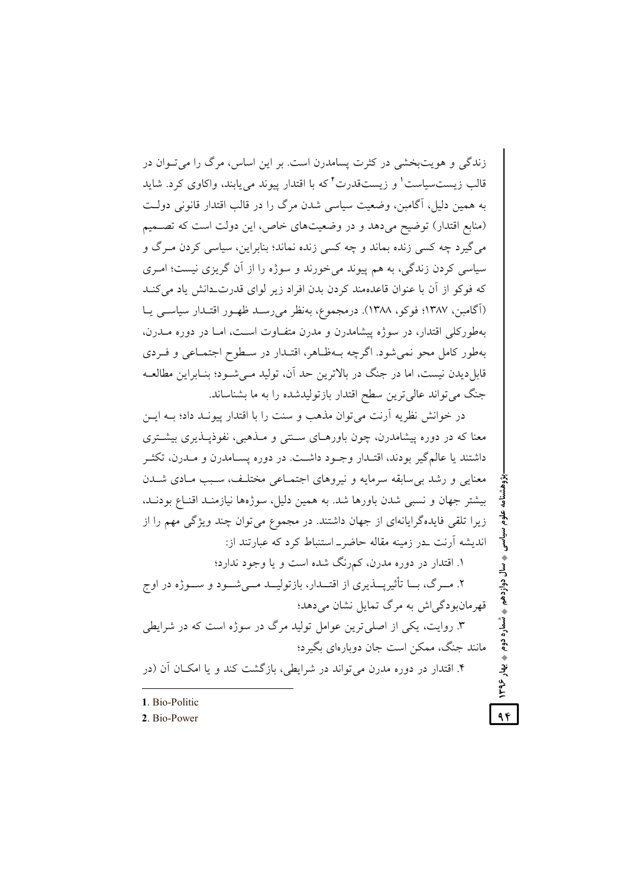زندگی و هویت‌بخشی در کثرت پسامدرن است. بر این اساس، مرگ را می‌توان در قالب زیست‌سیاست[1] و زیست‌قدرت[2] که با اقتدار پیوند می‌یابند، واکاوی کرد. شاید به همین دلیل، آگامبن، وضعیت سیاسی شدن مرگ را در قالب اقتدار قانونی دولت (منابع اقتدار) توضیح می‌دهد و در وضعیت‌های خاص، این دولت است که تصمیم می‌گیرد چه کسی زنده بماند و چه کسی زنده نماند؛ بنابراین، سیاسی کردن مرگ و سیاسی کردن زندگی، به هم پیوند می‌خورند و سوژه را از آن گریزی نیست؛ امری که فوکو از آن با عنوان قاعده‌مند کردن بدن افراد زیر لوای قدرت-دانش یاد می‌کند (آگامبن، ۱۳۸۷؛ فوکو، ۱۳۸۸). درمجموع، به‌نظر می‌رسد ظهور اقتدار سیاسی یا به‌طورکلی اقتدار، در سوژه پیشامدرن و مدرن متفاوت است، اما در دوره مدرن، به‌طور کامل محو نمی‌شود. اگرچه به‌ظاهر، اقتدار در سطوح اجتماعی و فردی قابل‌دیدن نیست، اما در جنگ در بالاترین حد آن، تولید می‌شود؛ بنابراین مطالعه جنگ می‌تواند عالی‌ترین سطح اقتدار بازتولیدشده را به ما بشناساند.

در خوانش نظریه آرنت می‌توان مذهب و سنت را با اقتدار پیوند داد؛ به این معنا که در دوره پیشامدرن، چون باورهای سنتی و مذهبی، نفوذپذیری بیشتری داشتند یا عالم‌گیر بودند، اقتدار وجود داشت. در دوره پسامدرن و مدرن، تکثر معنایی و رشد بی‌سابقه سرمایه و نیروهای اجتماعی مختلف، سبب مادی شدن بیشتر جهان و نسبی شدن باورها شد. به همین دلیل، سوژه‌ها نیازمند اقناع بودند، زیرا تلقی فایده‌گرایانه‌ای از جهان داشتند. در مجموع می‌توان چند ویژگی مهم را از اندیشه آرنت -در زمینه مقاله حاضر- استنباط کرد که عبارتند از:

۱. اقتدار در دوره مدرن، کم‌رنگ شده است و یا وجود ندارد؛

۲. مرگ، با تأثیرپذیری از اقتدار، بازتولید می‌شود و سوژه در اوج قهرمان‌بودگی‌اش به مرگ تمایل نشان می‌دهد؛

۳. روایت، یکی از اصلی‌ترین عوامل تولید مرگ در سوژه است که در شرایطی مانند جنگ، ممکن است جان دوباره‌ای بگیرد؛

۴. اقتدار در دوره مدرن می‌تواند در شرایطی، بازگشت کند و یا امکان آن (در

---

1. Bio-Politic
2. Bio-Power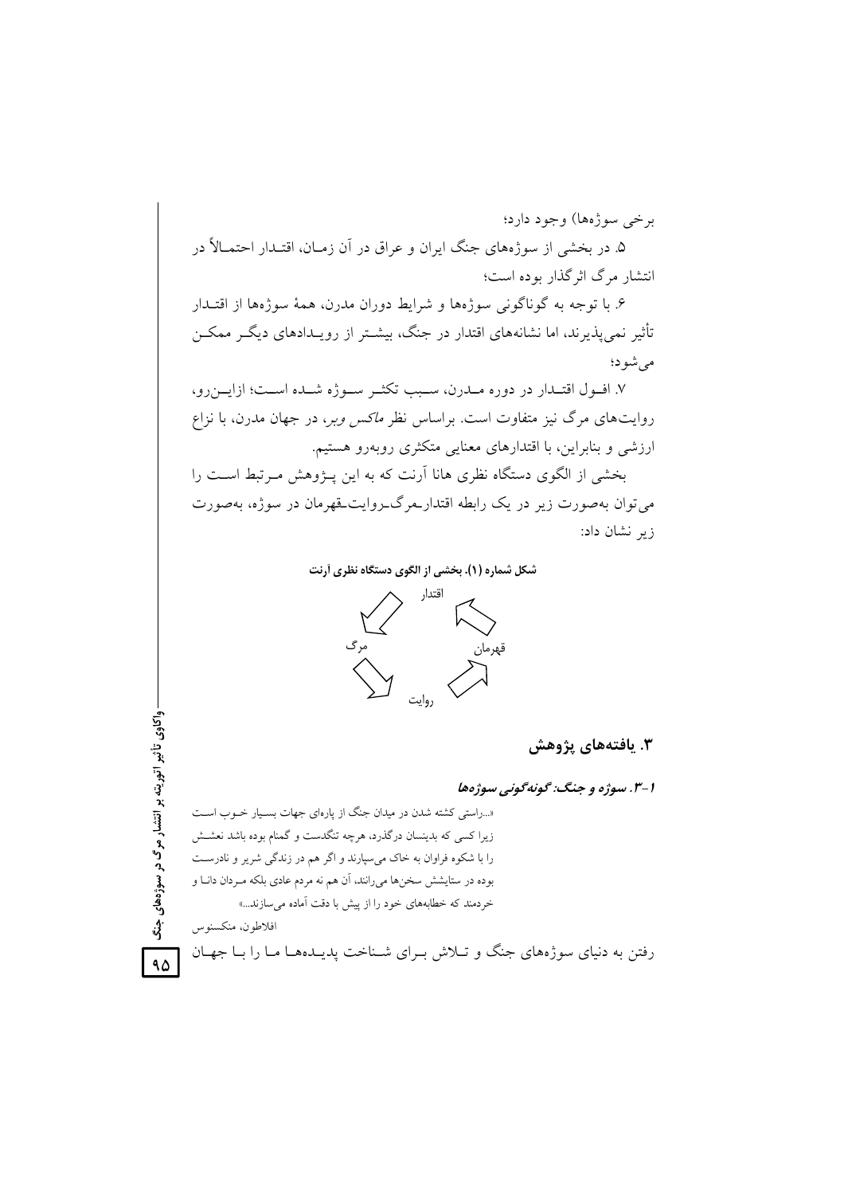برخی سوژه‌ها) وجود دارد؛

۵. در بخشی از سوژه‌های جنگ ایران و عراق در آن زمـان، اقتـدار احتمـالاً در انتشار مرگ اثرگذار بوده است؛

۶. با توجه به گوناگونی سوژه‌ها و شرایط دوران مدرن، همهٔ سوژه‌ها از اقتـدار تأثیر نمی‌پذیرند، اما نشانه‌های اقتدار در جنگ، بیشـتر از رویـدادهای دیگـر ممکـن می‌شود؛

۷. افـول اقتـدار در دوره مـدرن، سـبب تکثـر سـوژه شـده اسـت؛ ازایـن‌رو، روایت‌های مرگ نیز متفاوت است. براساس نظر *ماکس وبر*، در جهان مدرن، با نزاع ارزشی و بنابراین، با اقتدارهای معنایی متکثری روبه‌رو هستیم.

بخشی از الگوی دستگاه نظری هانا آرنت که به این پـژوهش مـرتبط اسـت را می‌توان به‌صورت زیر در یک رابطه اقتدار-مرگ-روایت-قهرمان در سوژه، به‌صورت زیر نشان داد:

**شکل شماره (۱). بخشی از الگوی دستگاه نظری آرنت**

اقتدار ← مرگ ← روایت ← قهرمان ← اقتدار

## ۳. یافته‌های پژوهش

### ۱-۳. سوژه و جنگ: گونه‌گونی سوژه‌ها

«...راستی کشته شدن در میدان جنگ از پاره‌ای جهات بسیار خـوب اسـت زیرا کسی که بدینسان درگذرد، هرچه تنگدست و گمنام بوده باشد نعشـش را با شکوه فراوان به خاک می‌سپارند و اگر هم در زندگی شریر و نادرسـت بوده در ستایشش سخن‌ها می‌رانند، آن هم نه مردم عادی بلکه مـردان دانـا و خردمند که خطابه‌های خود را از پیش با دقت آماده می‌سازند...»

افلاطون، منکسنوس

رفتن به دنیای سوژه‌های جنگ و تـلاش بـرای شـناخت پدیـده‌هـا مـا را بـا جهـان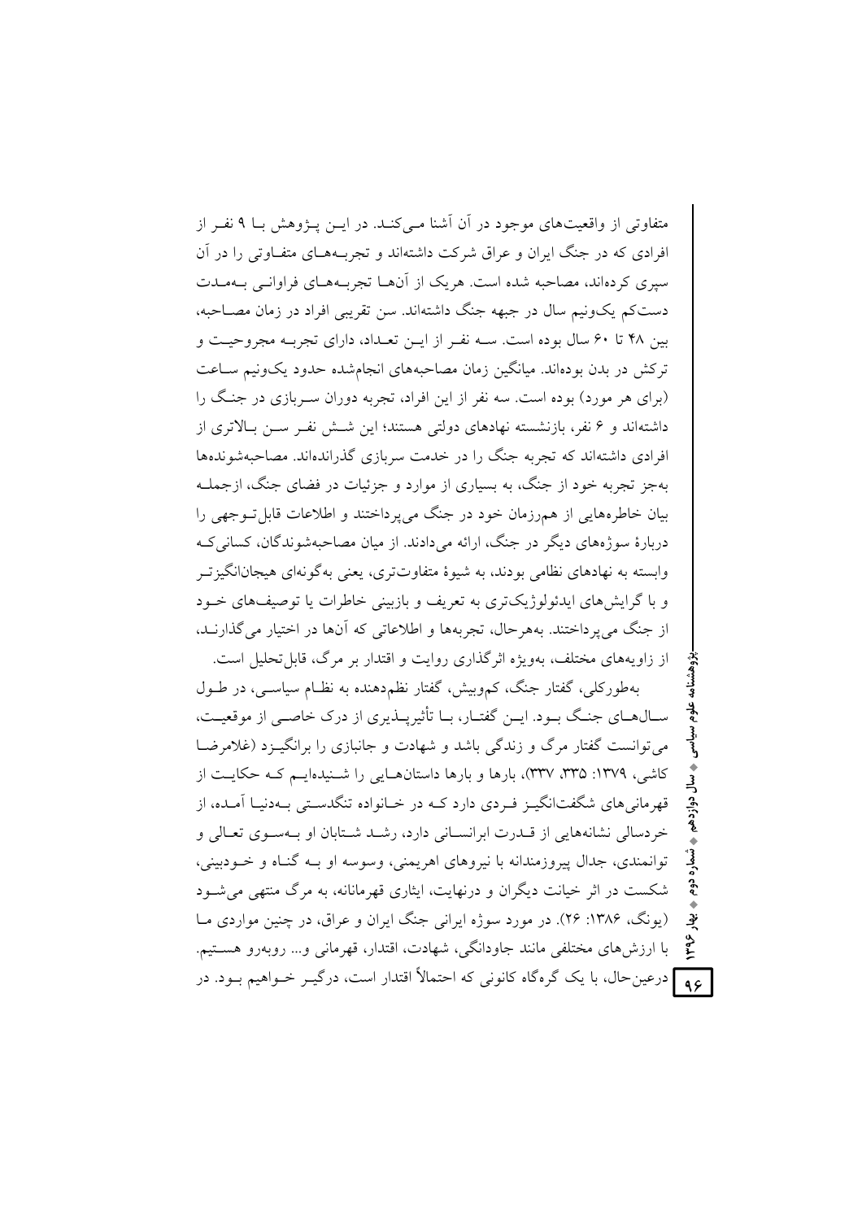متفاوتی از واقعیت‌های موجود در آن آشنا می‌کند. در این پژوهش با ۹ نفر از افرادی که در جنگ ایران و عراق شرکت داشته‌اند و تجربه‌های متفاوتی را در آن سپری کرده‌اند، مصاحبه شده است. هریک از آن‌ها تجربه‌های فراوانی به‌مدت دست‌کم یک‌ونیم سال در جبهه جنگ داشته‌اند. سن تقریبی افراد در زمان مصاحبه، بین ۴۸ تا ۶۰ سال بوده است. سه نفر از این تعداد، دارای تجربه مجروحیت و ترکش در بدن بوده‌اند. میانگین زمان مصاحبه‌های انجام‌شده حدود یک‌ونیم ساعت (برای هر مورد) بوده است. سه نفر از این افراد، تجربه دوران سربازی در جنگ را داشته‌اند و ۶ نفر، بازنشسته نهادهای دولتی هستند؛ این شش نفر سن بالاتری از افرادی داشته‌اند که تجربه جنگ را در خدمت سربازی گذرانده‌اند. مصاحبه‌شونده‌ها به‌جز تجربه خود از جنگ، به بسیاری از موارد و جزئیات در فضای جنگ، ازجمله بیان خاطره‌هایی از هم‌رزمان خود در جنگ می‌پرداختند و اطلاعات قابل‌توجهی را دربارهٔ سوژه‌های دیگر در جنگ، ارائه می‌دادند. از میان مصاحبه‌شوندگان، کسانی‌که وابسته به نهادهای نظامی بودند، به شیوهٔ متفاوت‌تری، یعنی به‌گونه‌ای هیجان‌انگیزتر و با گرایش‌های ایدئولوژیک‌تری به تعریف و بازبینی خاطرات یا توصیف‌های خود از جنگ می‌پرداختند. به‌هرحال، تجربه‌ها و اطلاعاتی که آن‌ها در اختیار می‌گذارند، از زاویه‌های مختلف، به‌ویژه اثرگذاری روایت و اقتدار بر مرگ، قابل‌تحلیل است.

به‌طورکلی، گفتار جنگ، کم‌وبیش، گفتار نظم‌دهنده به نظام سیاسی، در طول سال‌های جنگ بود. این گفتار، با تأثیرپذیری از درک خاصی از موقعیت، می‌توانست گفتار مرگ و زندگی باشد و شهادت و جانبازی را برانگیزد (غلامرضا کاشی، ۱۳۷۹: ۳۳۵، ۳۳۷)، بارها و بارها داستان‌هایی را شنیده‌ایم که حکایت از قهرمانی‌های شگفت‌انگیز فردی دارد که در خانواده تنگدستی به‌دنیا آمده، از خردسالی نشانه‌هایی از قدرت ابرانسانی دارد، رشد شتابان او به‌سوی تعالی و توانمندی، جدال پیروزمندانه با نیروهای اهریمنی، وسوسه او به گناه و خودبینی، شکست در اثر خیانت دیگران و درنهایت، ایثاری قهرمانانه، به مرگ منتهی می‌شود (یونگ، ۱۳۸۶: ۲۶). در مورد سوژه ایرانی جنگ ایران و عراق، در چنین مواردی ما با ارزش‌های مختلفی مانند جاودانگی، شهادت، اقتدار، قهرمانی و... روبه‌رو هستیم. درعین‌حال، با یک گرهگاه کانونی که احتمالاً اقتدار است، درگیر خواهیم بود. در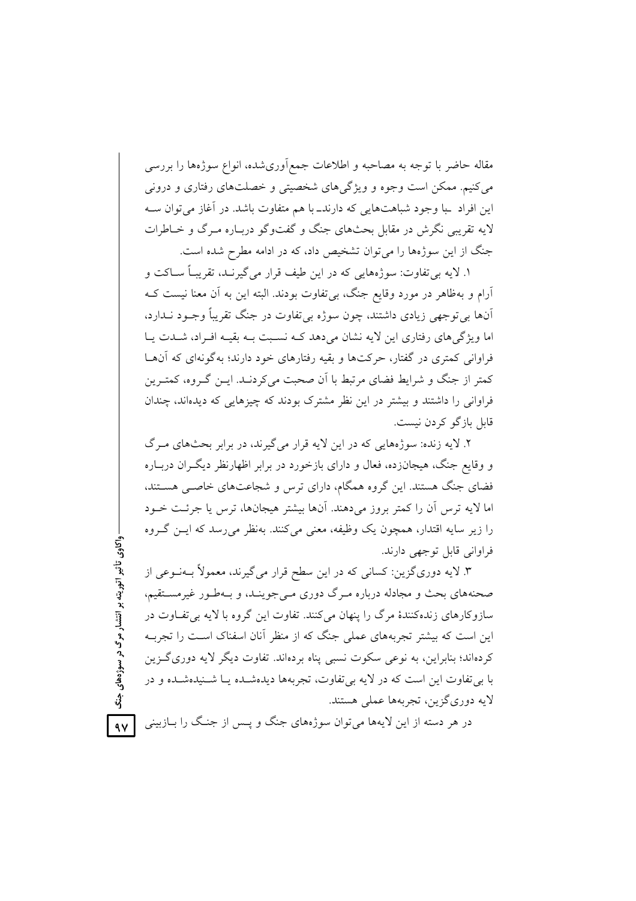مقاله حاضر با توجه به مصاحبه و اطلاعات جمع‌آوری‌شده، انواع سوژه‌ها را بررسی می‌کنیم. ممکن است وجوه و ویژگی‌های شخصیتی و خصلت‌های رفتاری و درونی این افراد ـبا وجود شباهت‌هایی که دارندـ با هم متفاوت باشد. در آغاز می‌توان سه لایه تقریبی نگرش در مقابل بحث‌های جنگ و گفت‌وگو درباره مرگ و خاطرات جنگ از این سوژه‌ها را می‌توان تشخیص داد، که در ادامه مطرح شده است.

۱. لایه بی‌تفاوت: سوژه‌هایی که در این طیف قرار می‌گیرند، تقریباً ساکت و آرام و به‌ظاهر در مورد وقایع جنگ، بی‌تفاوت بودند. البته این به آن معنا نیست که آن‌ها بی‌توجهی زیادی داشتند، چون سوژه بی‌تفاوت در جنگ تقریباً وجود ندارد، اما ویژگی‌های رفتاری این لایه نشان می‌دهد که نسبت به بقیه افراد، شدت یا فراوانی کمتری در گفتار، حرکت‌ها و بقیه رفتارهای خود دارند؛ به‌گونه‌ای که آن‌ها کمتر از جنگ و شرایط فضای مرتبط با آن صحبت می‌کردند. این گروه، کمترین فراوانی را داشتند و بیشتر در این نظر مشترک بودند که چیزهایی که دیده‌اند، چندان قابل بازگو کردن نیست.

۲. لایه زنده: سوژه‌هایی که در این لایه قرار می‌گیرند، در برابر بحث‌های مرگ و وقایع جنگ، هیجان‌زده، فعال و دارای بازخورد در برابر اظهارنظر دیگران درباره فضای جنگ هستند. این گروه همگام، دارای ترس و شجاعت‌های خاصی هستند، اما لایه ترس آن را کمتر بروز می‌دهند. آن‌ها بیشتر هیجان‌ها، ترس یا جرئت خود را زیر سایه اقتدار، همچون یک وظیفه، معنی می‌کنند. به‌نظر می‌رسد که این گروه فراوانی قابل توجهی دارند.

۳. لایه دوری‌گزین: کسانی که در این سطح قرار می‌گیرند، معمولاً به‌نوعی از صحنه‌های بحث و مجادله درباره مرگ دوری می‌جویند، و به‌طور غیرمستقیم، سازوکارهای زنده‌کنندهٔ مرگ را پنهان می‌کنند. تفاوت این گروه با لایه بی‌تفاوت در این است که بیشتر تجربه‌های عملی جنگ که از منظر آنان اسفناک است را تجربه کرده‌اند؛ بنابراین، به نوعی سکوت نسبی پناه برده‌اند. تفاوت دیگر لایه دوری‌گزین با بی‌تفاوت این است که در لایه بی‌تفاوت، تجربه‌ها دیده‌شده یا شنیده‌شده و در لایه دوری‌گزین، تجربه‌ها عملی هستند.

در هر دسته از این لایه‌ها می‌توان سوژه‌های جنگ و پس از جنگ را بازبینی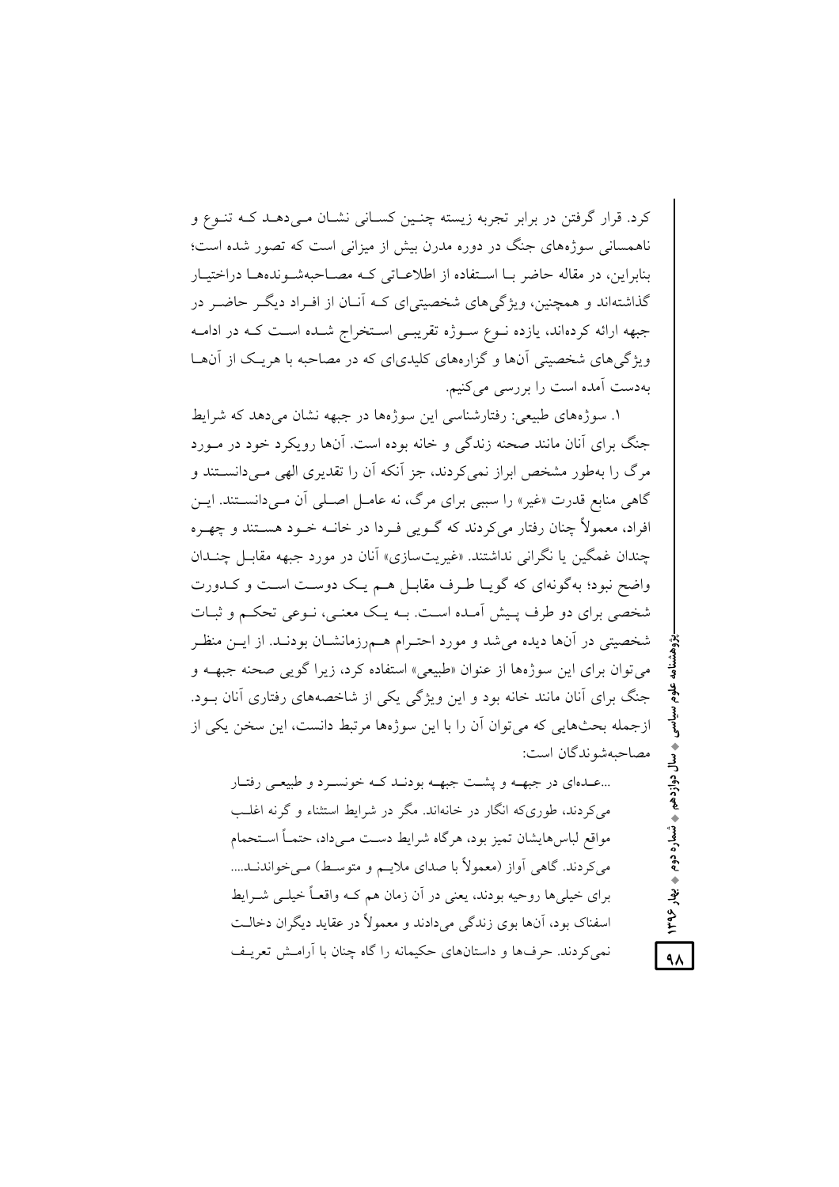کرد. قرار گرفتن در برابر تجربه زیسته چنین کسانی نشان می‌دهد که تنوع و ناهمسانی سوژه‌های جنگ در دوره مدرن بیش از میزانی است که تصور شده است؛ بنابراین، در مقاله حاضر با استفاده از اطلاعاتی که مصاحبه‌شونده‌ها دراختیار گذاشته‌اند و همچنین، ویژگی‌های شخصیتی‌ای که آنان از افراد دیگر حاضر در جبهه ارائه کرده‌اند، یازده نوع سوژه تقریبی استخراج شده است که در ادامه ویژگی‌های شخصیتی آنها و گزاره‌های کلیدی‌ای که در مصاحبه با هریک از آنها به‌دست آمده است را بررسی می‌کنیم.

۱. سوژه‌های طبیعی: رفتارشناسی این سوژه‌ها در جبهه نشان می‌دهد که شرایط جنگ برای آنان مانند صحنه زندگی و خانه بوده است. آنها رویکرد خود در مورد مرگ را به‌طور مشخص ابراز نمی‌کردند، جز آنکه آن را تقدیری الهی می‌دانستند و گاهی منابع قدرت «غیر» را سببی برای مرگ، نه عامل اصلی آن می‌دانستند. این افراد، معمولاً چنان رفتار می‌کردند که گویی فردا در خانه خود هستند و چهره چندان غمگین یا نگرانی نداشتند. «غیریت‌سازی» آنان در مورد جبهه مقابل چندان واضح نبود؛ به‌گونه‌ای که گویا طرف مقابل هم یک دوست است و کدورت شخصی برای دو طرف پیش آمده است. به یک معنی، نوعی تحکم و ثبات شخصیتی در آنها دیده می‌شد و مورد احترام هم‌رزمانشان بودند. از این منظر می‌توان برای این سوژه‌ها از عنوان «طبیعی» استفاده کرد، زیرا گویی صحنه جبهه و جنگ برای آنان مانند خانه بود و این ویژگی یکی از شاخصه‌های رفتاری آنان بود. ازجمله بحث‌هایی که می‌توان آن را با این سوژه‌ها مرتبط دانست، این سخن یکی از مصاحبه‌شوندگان است:

> ...عده‌ای در جبهه و پشت جبهه بودند که خونسرد و طبیعی رفتار می‌کردند، طوری‌که انگار در خانه‌اند. مگر در شرایط استثناء و گرنه اغلب مواقع لباس‌هایشان تمیز بود، هرگاه شرایط دست می‌داد، حتماً استحمام می‌کردند. گاهی آواز (معمولاً با صدای ملایم و متوسط) می‌خواندند.... برای خیلی‌ها روحیه بودند، یعنی در آن زمان هم که واقعاً خیلی شرایط اسفناک بود، آنها بوی زندگی می‌دادند و معمولاً در عقاید دیگران دخالت نمی‌کردند. حرف‌ها و داستان‌های حکیمانه را گاه چنان با آرامش تعریف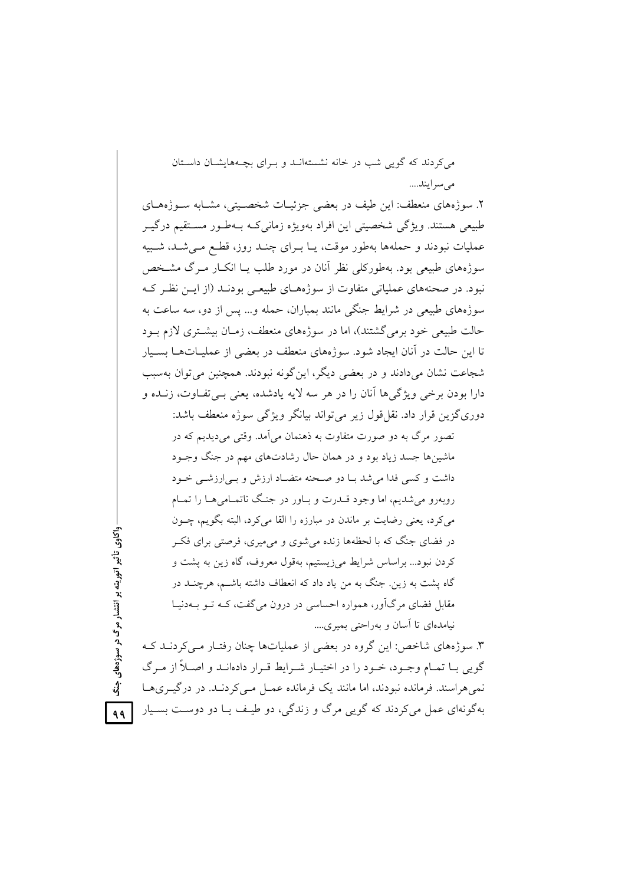می‌کردند که گویی شب در خانه نشسته‌اند و برای بچه‌هایشان داستان می‌سرایند....

۲. سوژه‌های منعطف: این طیف در بعضی جزئیات شخصیتی، مشابه سوژه‌های طبیعی هستند. ویژگی شخصیتی این افراد به‌ویژه زمانی‌که به‌طور مستقیم درگیر عملیات نبودند و حمله‌ها به‌طور موقت، یا برای چند روز، قطع می‌شد، شبیه سوژه‌های طبیعی بود. به‌طورکلی نظر آنان در مورد طلب یا انکار مرگ مشخص نبود. در صحنه‌های عملیاتی متفاوت از سوژه‌های طبیعی بودند (از این نظر که سوژه‌های طبیعی در شرایط جنگی مانند بمباران، حمله و... پس از دو، سه ساعت به حالت طبیعی خود برمی‌گشتند)، اما در سوژه‌های منعطف، زمان بیشتری لازم بود تا این حالت در آنان ایجاد شود. سوژه‌های منعطف در بعضی از عملیات‌ها بسیار شجاعت نشان می‌دادند و در بعضی دیگر، این‌گونه نبودند. همچنین می‌توان به‌سبب دارا بودن برخی ویژگی‌ها آنان را در هر سه لایه یادشده، یعنی بی‌تفاوت، زنده و دوری‌گزین قرار داد. نقل‌قول زیر می‌تواند بیانگر ویژگی سوژه منعطف باشد:

> تصور مرگ به دو صورت متفاوت به ذهنمان می‌آمد. وقتی می‌دیدیم که در ماشین‌ها جسد زیاد بود و در همان حال رشادت‌های مهم در جنگ وجود داشت و کسی فدا می‌شد با دو صحنه متضاد ارزش و بی‌ارزشی خود روبه‌رو می‌شدیم، اما وجود قدرت و باور در جنگ ناتمامی‌ها را تمام می‌کرد، یعنی رضایت بر ماندن در مبارزه را القا می‌کرد، البته بگویم، چون در فضای جنگ که با لحظه‌ها زنده می‌شوی و می‌میری، فرصتی برای فکر کردن نبود... براساس شرایط می‌زیستیم، به‌قول معروف، گاه زین به پشت و گاه پشت به زین. جنگ به من یاد داد که انعطاف داشته باشم، هرچند در مقابل فضای مرگ‌آور، همواره احساسی در درون می‌گفت، که تو به‌دنیا نیامده‌ای تا آسان و به‌راحتی بمیری....

۳. سوژه‌های شاخص: این گروه در بعضی از عملیات‌ها چنان رفتار می‌کردند که گویی با تمام وجود، خود را در اختیار شرایط قرار داده‌اند و اصلاً از مرگ نمی‌هراسند. فرمانده نبودند، اما مانند یک فرمانده عمل می‌کردند. در درگیری‌ها به‌گونه‌ای عمل می‌کردند که گویی مرگ و زندگی، دو طیف یا دو دوست بسیار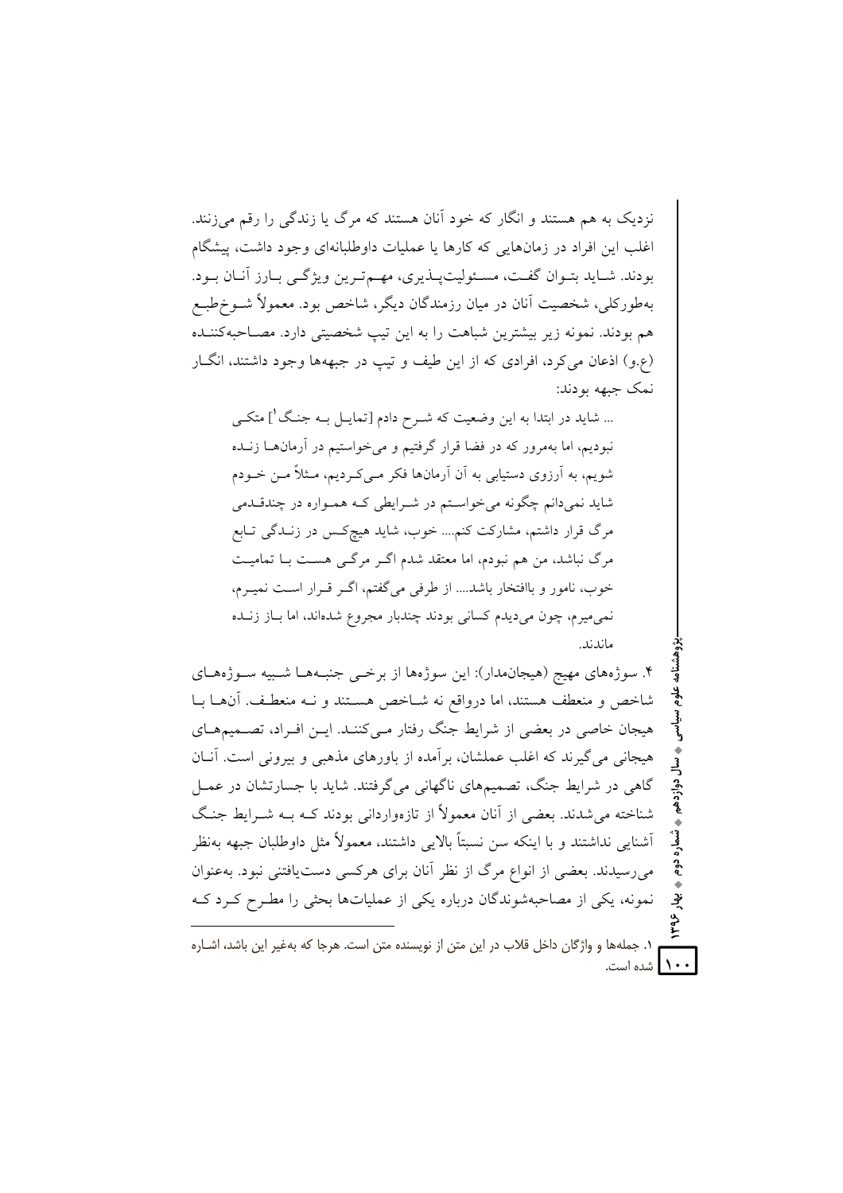نزدیک به هم هستند و انگار که خود آنان هستند که مرگ یا زندگی را رقم می‌زنند. اغلب این افراد در زمان‌هایی که کارها یا عملیات داوطلبانه‌ای وجود داشت، پیشگام بودند. شاید بتوان گفت، مسئولیت‌پذیری، مهم‌ترین ویژگی بارز آنان بود. به‌طورکلی، شخصیت آنان در میان رزمندگان دیگر، شاخص بود. معمولاً شوخ‌طبع هم بودند. نمونه زیر بیشترین شباهت را به این تیپ شخصیتی دارد. مصاحبه‌کننده (ع.و) اذعان می‌کرد، افرادی که از این طیف و تیپ در جبهه‌ها وجود داشتند، انگار نمک جبهه بودند:

> ... شاید در ابتدا به این وضعیت که شرح دادم [تمایل به جنگ[1]] متکی نبودیم، اما به‌مرور که در فضا قرار گرفتیم و می‌خواستیم در آرمان‌ها زنده شویم، به آرزوی دستیابی به آن آرمان‌ها فکر می‌کردیم، مثلاً من خودم شاید نمی‌دانم چگونه می‌خواستم در شرایطی که همواره در چندقدمی مرگ قرار داشتم، مشارکت کنم.... خوب، شاید هیچ‌کس در زندگی تابع مرگ نباشد، من هم نبودم، اما معتقد شدم اگر مرگی هست با تمامیت خوب، نامور و باافتخار باشد.... از طرفی می‌گفتم، اگر قرار است نمیرم، نمی‌میرم، چون می‌دیدم کسانی بودند چندبار مجروع شده‌اند، اما باز زنده ماندند.

۴. سوژه‌های مهیج (هیجان‌مدار): این سوژه‌ها از برخی جنبه‌ها شبیه سوژه‌های شاخص و منعطف هستند، اما درواقع نه شاخص هستند و نه منعطف. آن‌ها با هیجان خاصی در بعضی از شرایط جنگ رفتار می‌کنند. این افراد، تصمیم‌های هیجانی می‌گیرند که اغلب عملشان، برآمده از باورهای مذهبی و بیرونی است. آنان گاهی در شرایط جنگ، تصمیم‌های ناگهانی می‌گرفتند. شاید با جسارتشان در عمل شناخته می‌شدند. بعضی از آنان معمولاً از تازه‌واردانی بودند که به شرایط جنگ آشنایی نداشتند و با اینکه سن نسبتاً بالایی داشتند، معمولاً مثل داوطلبان جبهه به‌نظر می‌رسیدند. بعضی از انواع مرگ از نظر آنان برای هرکسی دست‌یافتنی نبود. به‌عنوان نمونه، یکی از مصاحبه‌شوندگان درباره یکی از عملیات‌ها بحثی را مطرح کرد که

---

۱. جمله‌ها و واژگان داخل قلاب در این متن از نویسنده متن است. هرجا که به‌غیر این باشد، اشاره شده است.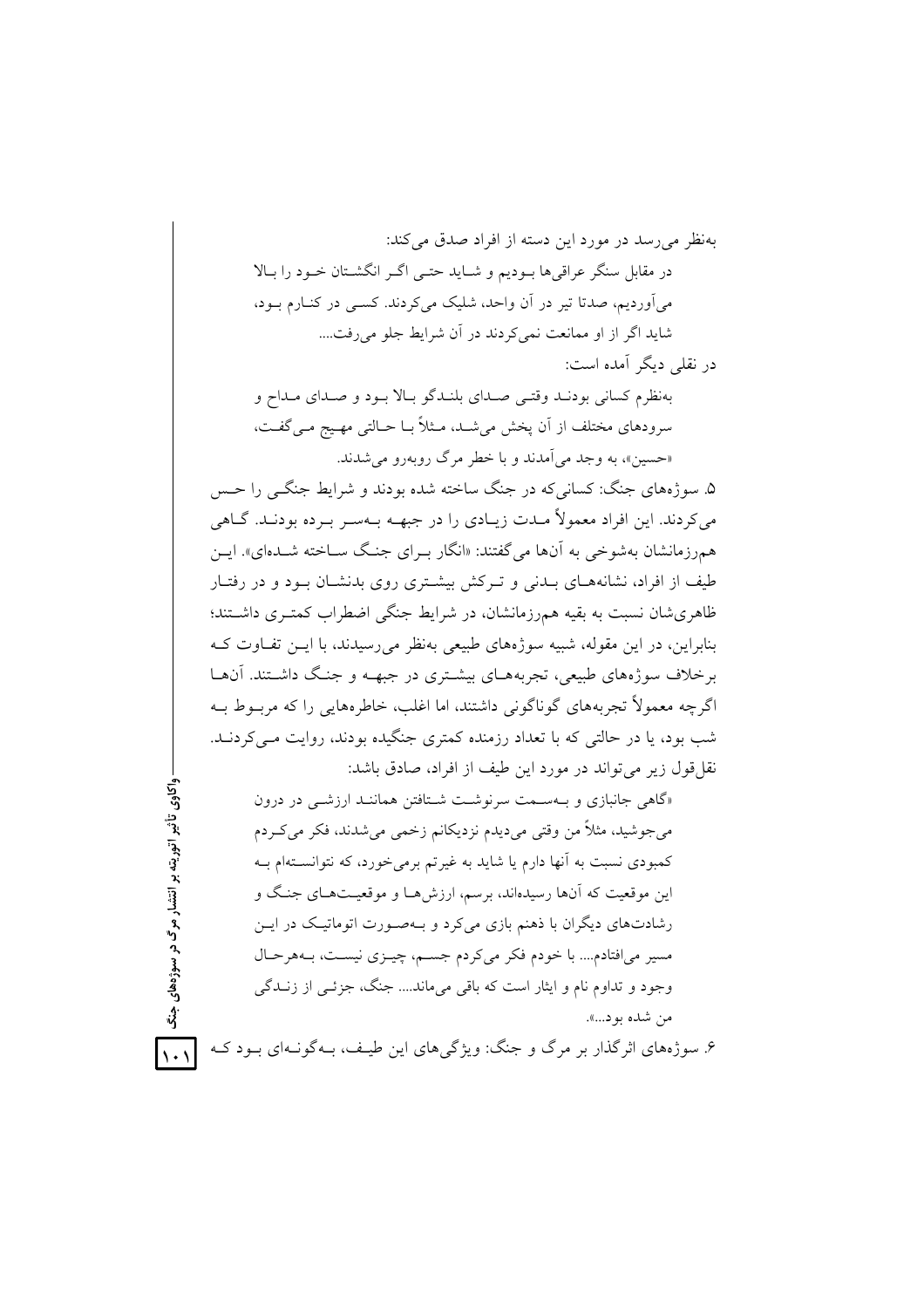به‌نظر می‌رسد در مورد این دسته از افراد صدق می‌کند:

> در مقابل سنگر عراقی‌ها بودیم و شاید حتی اگر انگشتان خود را بالا می‌آوردیم، صدتا تیر در آن واحد، شلیک می‌کردند. کسی در کنارم بود، شاید اگر از او ممانعت نمی‌کردند در آن شرایط جلو می‌رفت....

در نقلی دیگر آمده است:

> به‌نظرم کسانی بودند وقتی صدای بلندگو بالا بود و صدای مداح و سرودهای مختلف از آن پخش می‌شد، مثلاً با حالتی مهیج می‌گفت، «حسین»، به وجد می‌آمدند و با خطر مرگ روبه‌رو می‌شدند.

۵. سوژه‌های جنگ: کسانی‌که در جنگ ساخته شده بودند و شرایط جنگی را حس می‌کردند. این افراد معمولاً مدت زیادی را در جبهه به‌سر برده بودند. گاهی هم‌رزمانشان به‌شوخی به آن‌ها می‌گفتند: «انگار برای جنگ ساخته شده‌ای». این طیف از افراد، نشانه‌های بدنی و ترکش بیشتری روی بدنشان بود و در رفتار ظاهری‌شان نسبت به بقیه هم‌رزمانشان، در شرایط جنگی اضطراب کمتری داشتند؛ بنابراین، در این مقوله، شبیه سوژه‌های طبیعی به‌نظر می‌رسیدند، با این تفاوت که برخلاف سوژه‌های طبیعی، تجربه‌های بیشتری در جبهه و جنگ داشتند. آن‌ها اگرچه معمولاً تجربه‌های گوناگونی داشتند، اما اغلب، خاطره‌هایی را که مربوط به شب بود، یا در حالتی که با تعداد رزمنده کمتری جنگیده بودند، روایت می‌کردند. نقل‌قول زیر می‌تواند در مورد این طیف از افراد، صادق باشد:

> «گاهی جانبازی و به‌سمت سرنوشت شتافتن همانند ارزشی در درون می‌جوشید، مثلاً من وقتی می‌دیدم نزدیکانم زخمی می‌شدند، فکر می‌کردم کمبودی نسبت به آنها دارم یا شاید به غیرتم برمی‌خورد، که نتوانسته‌ام به این موقعیت که آن‌ها رسیده‌اند، برسم، ارزش‌ها و موقعیت‌های جنگ و رشادت‌های دیگران با ذهنم بازی می‌کرد و به‌صورت اتوماتیک در این مسیر می‌افتادم.... با خودم فکر می‌کردم جسم، چیزی نیست، به‌هرحال وجود و تداوم نام و ایثار است که باقی می‌ماند.... جنگ، جزئی از زندگی من شده بود...».

۶. سوژه‌های اثرگذار بر مرگ و جنگ: ویژگی‌های این طیف، به‌گونه‌ای بود که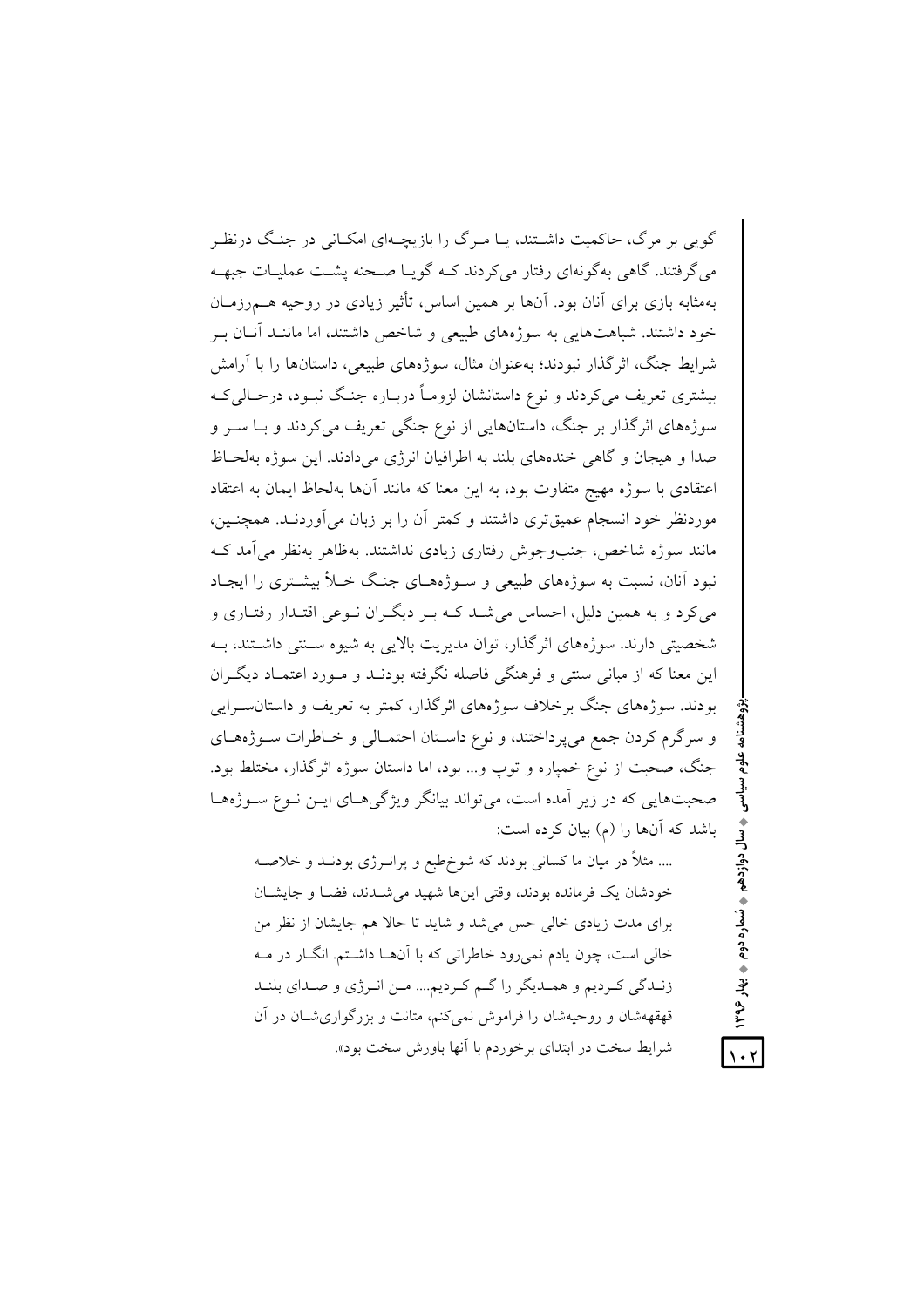گویی بر مرگ، حاکمیت داشتند، یا مرگ را بازیچه‌ای امکانی در جنگ درنظر می‌گرفتند. گاهی به‌گونه‌ای رفتار می‌کردند که گویا صحنه پشت عملیات جبهه به‌مثابه بازی برای آنان بود. آن‌ها بر همین اساس، تأثیر زیادی در روحیه هم‌رزمان خود داشتند. شباهت‌هایی به سوژه‌های طبیعی و شاخص داشتند، اما مانند آنان بر شرایط جنگ، اثرگذار نبودند؛ به‌عنوان مثال، سوژه‌های طبیعی، داستان‌ها را با آرامش بیشتری تعریف می‌کردند و نوع داستانشان لزوماً درباره جنگ نبود، درحالی‌که سوژه‌های اثرگذار بر جنگ، داستان‌هایی از نوع جنگی تعریف می‌کردند و با سر و صدا و هیجان و گاهی خنده‌های بلند به اطرافیان انرژی می‌دادند. این سوژه به‌لحاظ اعتقادی با سوژه مهیج متفاوت بود، به این معنا که مانند آن‌ها به‌لحاظ ایمان به اعتقاد موردنظر خود انسجام عمیق‌تری داشتند و کمتر آن را بر زبان می‌آوردند. همچنین، مانند سوژه شاخص، جنب‌وجوش رفتاری زیادی نداشتند. به‌ظاهر به‌نظر می‌آمد که نبود آنان، نسبت به سوژه‌های طبیعی و سوژه‌های جنگ خلأ بیشتری را ایجاد می‌کرد و به همین دلیل، احساس می‌شد که بر دیگران نوعی اقتدار رفتاری و شخصیتی دارند. سوژه‌های اثرگذار، توان مدیریت بالایی به شیوه سنتی داشتند، به این معنا که از مبانی سنتی و فرهنگی فاصله نگرفته بودند و مورد اعتماد دیگران بودند. سوژه‌های جنگ برخلاف سوژه‌های اثرگذار، کمتر به تعریف و داستان‌سرایی و سرگرم کردن جمع می‌پرداختند، و نوع داستان احتمالی و خاطرات سوژه‌های جنگ، صحبت از نوع خمپاره و توپ و... بود، اما داستان سوژه اثرگذار، مختلط بود. صحبت‌هایی که در زیر آمده است، می‌تواند بیانگر ویژگی‌های این نوع سوژه‌ها باشد که آن‌ها را (م) بیان کرده است:

> .... مثلاً در میان ما کسانی بودند که شوخ‌طبع و پرانرژی بودند و خلاصه خودشان یک فرمانده بودند، وقتی این‌ها شهید می‌شدند، فضا و جایشان برای مدت زیادی خالی حس می‌شد و شاید تا حالا هم جایشان از نظر من خالی است، چون یادم نمی‌رود خاطراتی که با آن‌ها داشتم. انگار در مه زندگی کردیم و همدیگر را گم کردیم.... من انرژی و صدای بلند قهقهه‌شان و روحیه‌شان را فراموش نمی‌کنم، متانت و بزرگواری‌شان در آن شرایط سخت در ابتدای برخوردم با آنها باورش سخت بود».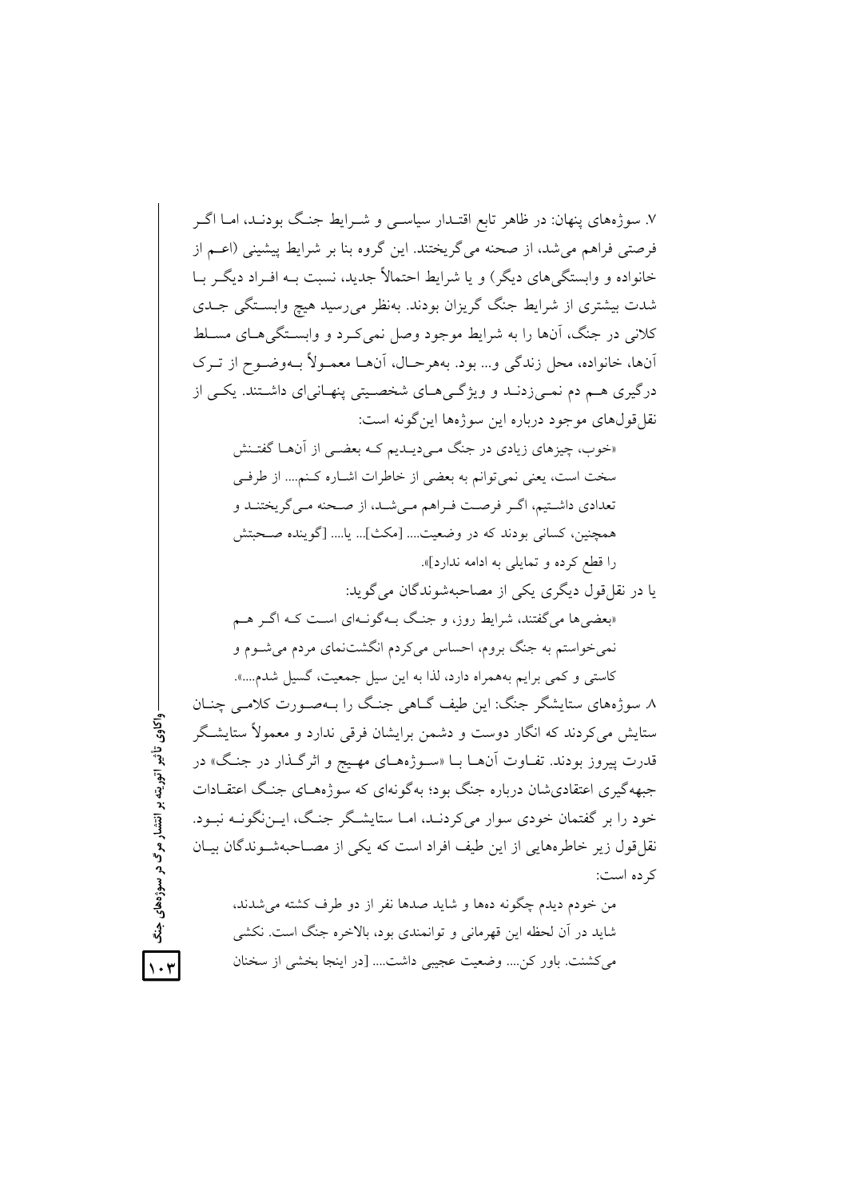۷. سوژه‌های پنهان: در ظاهر تابع اقتدار سیاسی و شرایط جنگ بودند، اما اگر فرصتی فراهم می‌شد، از صحنه می‌گریختند. این گروه بنا بر شرایط پیشینی (اعم از خانواده و وابستگی‌های دیگر) و یا شرایط احتمالاً جدید، نسبت به افراد دیگر با شدت بیشتری از شرایط جنگ گریزان بودند. به‌نظر می‌رسید هیچ وابستگی جدی کلانی در جنگ، آن‌ها را به شرایط موجود وصل نمی‌کرد و وابستگی‌های مسلط آن‌ها، خانواده، محل زندگی و... بود. به‌هرحال، آن‌ها معمولاً به‌وضوح از ترک درگیری هم دم نمی‌زدند و ویژگی‌های شخصیتی پنهانی‌ای داشتند. یکی از نقل‌قول‌های موجود درباره این سوژه‌ها این‌گونه است:

> «خوب، چیزهای زیادی در جنگ می‌دیدیم که بعضی از آن‌ها گفتنش سخت است، یعنی نمی‌توانم به بعضی از خاطرات اشاره کنم.... از طرفی تعدادی داشتیم، اگر فرصت فراهم می‌شد، از صحنه می‌گریختند و همچنین، کسانی بودند که در وضعیت.... [مکث]... یا.... [گوینده صحبتش را قطع کرده و تمایلی به ادامه ندارد]».

یا در نقل‌قول دیگری یکی از مصاحبه‌شوندگان می‌گوید:

> «بعضی‌ها می‌گفتند، شرایط روز، و جنگ به‌گونه‌ای است که اگر هم نمی‌خواستم به جنگ بروم، احساس می‌کردم انگشت‌نمای مردم می‌شوم و کاستی و کمی برایم به‌همراه دارد، لذا به این سیل جمعیت، گسیل شدم....».

۸. سوژه‌های ستایشگر جنگ: این طیف گاهی جنگ را به‌صورت کلامی چنان ستایش می‌کردند که انگار دوست و دشمن برایشان فرقی ندارد و معمولاً ستایشگر قدرت پیروز بودند. تفاوت آن‌ها با «سوژه‌های مهیج و اثرگذار در جنگ» در جبهه‌گیری اعتقادی‌شان درباره جنگ بود؛ به‌گونه‌ای که سوژه‌های جنگ اعتقادات خود را بر گفتمان خودی سوار می‌کردند، اما ستایشگر جنگ، این‌نگونه نبود. نقل‌قول زیر خاطره‌هایی از این طیف افراد است که یکی از مصاحبه‌شوندگان بیان کرده است:

> من خودم دیدم چگونه ده‌ها و شاید صدها نفر از دو طرف کشته می‌شدند، شاید در آن لحظه این قهرمانی و توانمندی بود، بالاخره جنگ است. نکشی می‌کشنت. باور کن.... وضعیت عجیبی داشت.... [در اینجا بخشی از سخنان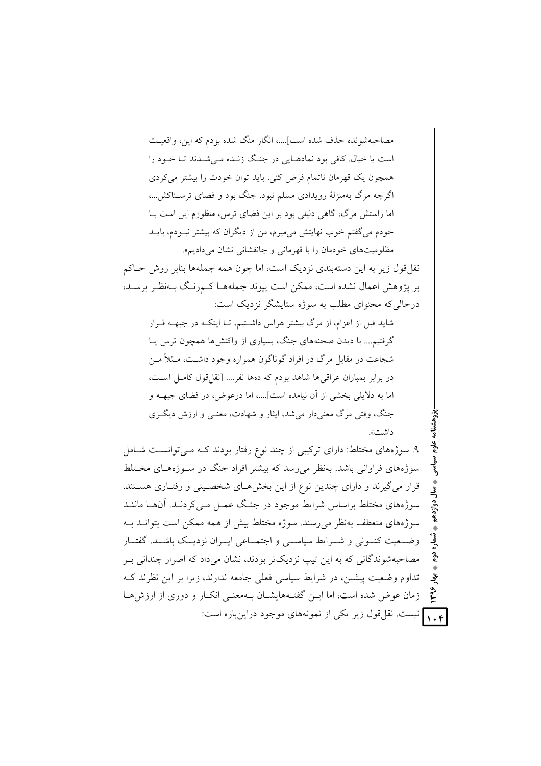مصاحبه‌شونده حذف شده است]....، انگار منگ شده بودم که این، واقعیت است یا خیال. کافی بود نمادهایی در جنگ زنده می‌شدند تا خود را همچون یک قهرمان ناتمام فرض کنی. باید توان خودت را بیشتر می‌کردی اگرچه مرگ به‌منزلهٔ رویدادی مسلم نبود. جنگ بود و فضای ترسناکش...، اما راستش مرگ، گاهی دلیلی بود بر این فضای ترس، منظورم این است با خودم می‌گفتم خوب نهایتش می‌میرم، من از دیگران که بیشتر نبودم، باید مظلومیت‌های خودمان را با قهرمانی و جانفشانی نشان می‌دادیم».

نقل‌قول زیر به این دسته‌بندی نزدیک است، اما چون همه جمله‌ها بنابر روش حاکم بر پژوهش اعمال نشده است، ممکن است پیوند جمله‌ها کم‌رنگ به‌نظر برسد، درحالی‌که محتوای مطلب به سوژه ستایشگر نزدیک است:

> شاید قبل از اعزام، از مرگ بیشتر هراس داشتیم، تا اینکه در جبهه قرار گرفتیم.... با دیدن صحنه‌های جنگ، بسیاری از واکنش‌ها همچون ترس یا شجاعت در مقابل مرگ در افراد گوناگون همواره وجود داشت، مثلاً من در برابر بمباران عراقی‌ها شاهد بودم که ده‌ها نفر.... [نقل‌قول کامل است، اما به دلایلی بخشی از آن نیامده است]....، اما درعوض، در فضای جبهه و جنگ، وقتی مرگ معنی‌دار می‌شد، ایثار و شهادت، معنی و ارزش دیگری داشت».

۹. سوژه‌های مختلط: دارای ترکیبی از چند نوع رفتار بودند که می‌توانست شامل سوژه‌های فراوانی باشد. به‌نظر می‌رسد که بیشتر افراد جنگ در سوژه‌های مختلط قرار می‌گیرند و دارای چندین نوع از این بخش‌های شخصیتی و رفتاری هستند. سوژه‌های مختلط براساس شرایط موجود در جنگ عمل می‌کردند. آن‌ها مانند سوژه‌های منعطف به‌نظر می‌رسند. سوژه مختلط بیش از همه ممکن است بتواند به وضعیت کنونی و شرایط سیاسی و اجتماعی ایران نزدیک باشد. گفتار مصاحبه‌شوندگانی که به این تیپ نزدیک‌تر بودند، نشان می‌داد که اصرار چندانی بر تداوم وضعیت پیشین، در شرایط سیاسی فعلی جامعه ندارند، زیرا بر این نظرند که زمان عوض شده است، اما این گفته‌هایشان به‌معنی انکار و دوری از ارزش‌ها نیست. نقل‌قول زیر یکی از نمونه‌های موجود دراین‌باره است: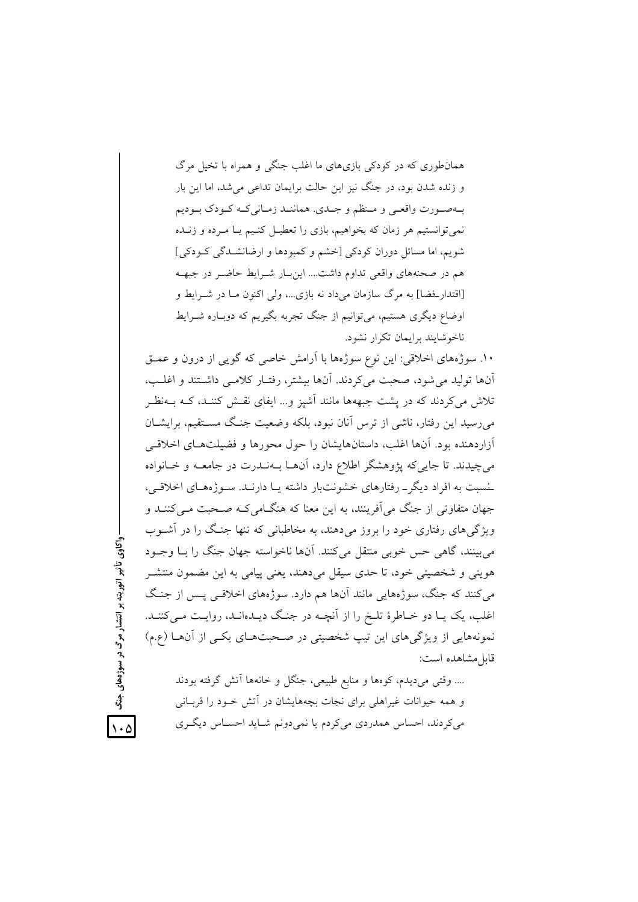> همان‌طوری که در کودکی بازی‌های ما اغلب جنگی و همراه با تخیل مرگ و زنده شدن بود، در جنگ نیز این حالت برایمان تداعی می‌شد، اما این بار به‌صورت واقعی و منظم و جدی. همانند زمانی‌که کودک بودیم نمی‌توانستیم هر زمان که بخواهیم، بازی را تعطیل کنیم یا مرده و زنده شویم، اما مسائل دوران کودکی [خشم و کمبودها و ارضانشدگی کودکی] هم در صحنه‌های واقعی تداوم داشت.... این‌بار شرایط حاضر در جبهه [اقتدار-فضا] به مرگ سازمان می‌داد نه بازی...، ولی اکنون ما در شرایط و اوضاع دیگری هستیم، می‌توانیم از جنگ تجربه بگیریم که دوباره شرایط ناخوشایند برایمان تکرار نشود.

۱۰. سوژه‌های اخلاقی: این نوع سوژه‌ها با آرامش خاصی که گویی از درون و عمق آن‌ها تولید می‌شود، صحبت می‌کردند. آن‌ها بیشتر، رفتار کلامی داشتند و اغلب، تلاش می‌کردند که در پشت جبهه‌ها مانند آشپز و... ایفای نقش کنند، که به‌نظر می‌رسید این رفتار، ناشی از ترس آنان نبود، بلکه وضعیت جنگ مستقیم، برایشان آزاردهنده بود. آن‌ها اغلب، داستان‌هایشان را حول محورها و فضیلت‌های اخلاقی می‌چیدند. تا جایی‌که پژوهشگر اطلاع دارد، آن‌ها به‌ندرت در جامعه و خانواده ـنسبت به افراد دیگرـ رفتارهای خشونت‌بار داشته یا دارند. سوژه‌های اخلاقی، جهان متفاوتی از جنگ می‌آفرینند، به این معنا که هنگامی‌که صحبت می‌کنند و ویژگی‌های رفتاری خود را بروز می‌دهند، به مخاطبانی که تنها جنگ را در آشوب می‌بینند، گاهی حس خوبی منتقل می‌کنند. آن‌ها ناخواسته جهان جنگ را با وجود هویتی و شخصیتی خود، تا حدی سیقل می‌دهند، یعنی پیامی به این مضمون منتشر می‌کنند که جنگ، سوژه‌هایی مانند آن‌ها هم دارد. سوژه‌های اخلاقی پس از جنگ اغلب، یک یا دو خاطرهٔ تلخ را از آنچه در جنگ دیده‌اند، روایت می‌کنند. نمونه‌هایی از ویژگی‌های این تیپ شخصیتی در صحبت‌های یکی از آن‌ها (ع.م) قابل‌مشاهده است:

> .... وقتی می‌دیدم، کوه‌ها و منابع طبیعی، جنگل و خانه‌ها آتش گرفته بودند و همه حیوانات غیراهلی برای نجات بچه‌هایشان در آتش خود را قربانی می‌کردند، احساس همدردی می‌کردم یا نمی‌دونم شاید احساس دیگری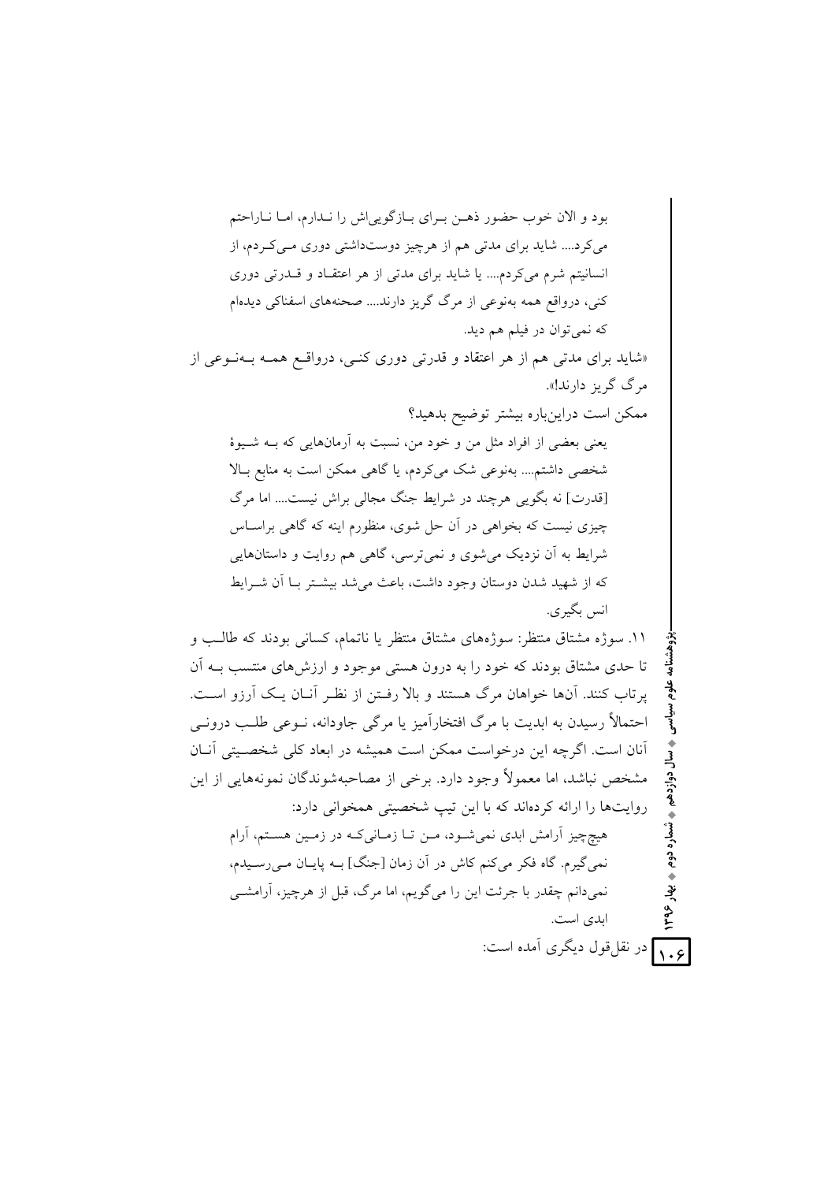> بود و الان خوب حضور ذهـن بـرای بـازگویی‌اش را نـدارم، امـا نـاراحتم می‌کرد.... شاید برای مدتی هم از هرچیز دوست‌داشتی دوری مـی‌کـردم، از انسانیتم شرم می‌کردم.... یا شاید برای مدتی از هر اعتقـاد و قـدرتی دوری کنی، درواقع همه به‌نوعی از مرگ گریز دارند.... صحنه‌های اسفناکی دیده‌ام که نمی‌توان در فیلم هم دید.

«شاید برای مدتی هم از هر اعتقاد و قدرتی دوری کنـی، درواقـع همـه بـه‌نـوعی از مرگ گریز دارند!».

ممکن است دراین‌باره بیشتر توضیح بدهید؟

> یعنی بعضی از افراد مثل من و خود من، نسبت به آرمان‌هایی که بـه شـیوهٔ شخصی داشتم.... به‌نوعی شک می‌کردم، یا گاهی ممکن است به منابع بـالا [قدرت] نه بگویی هرچند در شرایط جنگ مجالی براش نیست.... اما مرگ چیزی نیست که بخواهی در آن حل شوی، منظورم اینه که گاهی براسـاس شرایط به آن نزدیک می‌شوی و نمی‌ترسی، گاهی هم روایت و داستان‌هایی که از شهید شدن دوستان وجود داشت، باعث می‌شد بیشـتر بـا آن شـرایط انس بگیری.

۱۱. سوژه مشتاق منتظر: سوژه‌های مشتاق منتظر یا ناتمام، کسانی بودند که طالـب و تا حدی مشتاق بودند که خود را به درون هستی موجود و ارزش‌های منتسب بـه آن پرتاب کنند. آنها خواهان مرگ هستند و بالا رفـتن از نظـر آنـان یـک آرزو اسـت. احتمالاً رسیدن به ابدیت با مرگ افتخارآمیز یا مرگی جاودانه، نـوعی طلـب درونـی آنان است. اگرچه این درخواست ممکن است همیشه در ابعاد کلی شخصـیتی آنـان مشخص نباشد، اما معمولاً وجود دارد. برخی از مصاحبه‌شوندگان نمونه‌هایی از این روایت‌ها را ارائه کرده‌اند که با این تیپ شخصیتی همخوانی دارد:

> هیچ‌چیز آرامش ابدی نمی‌شـود، مـن تـا زمـانی‌کـه در زمـین هسـتم، آرام نمی‌گیرم. گاه فکر می‌کنم کاش در آن زمان [جنگ] بـه پایـان مـی‌رسـیدم، نمی‌دانم چقدر با جرئت این را می‌گویم، اما مرگ، قبل از هرچیز، آرامشـی ابدی است.

در نقل‌قول دیگری آمده است: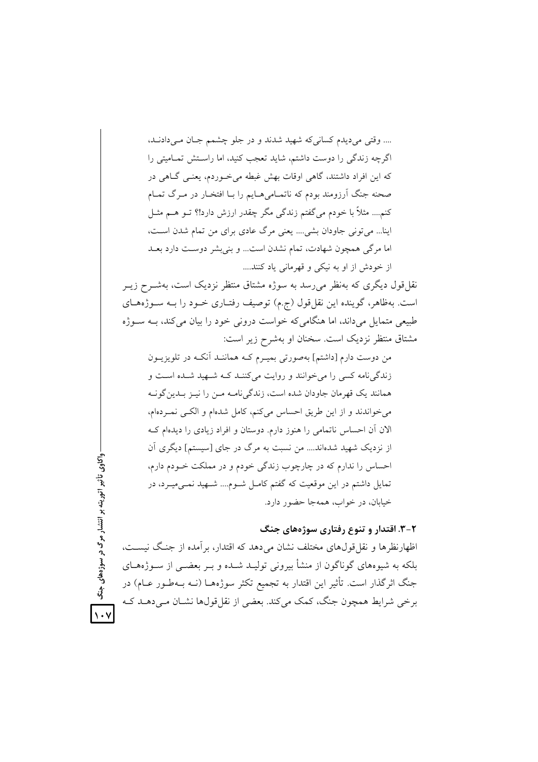.... وقتی می‌دیدم کسانی‌که شهید شدند و در جلو چشمم جان می‌دادند، اگرچه زندگی را دوست داشتم، شاید تعجب کنید، اما راستش تمامیتی را که این افراد داشتند، گاهی اوقات بهش غبطه می‌خوردم، یعنی گاهی در صحنه جنگ آرزومند بودم که ناتمامی‌هایم را با افتخار در مرگ تمام کنم.... مثلاً با خودم می‌گفتم زندگی مگر چقدر ارزش دارد!؟ تو هم مثل اینا... می‌تونی جاودان بشی.... یعنی مرگ عادی برای من تمام شدن است، اما مرگی همچون شهادت، تمام نشدن است... و بنی‌بشر دوست دارد بعد از خودش از او به نیکی و قهرمانی یاد کنند....

نقل‌قول دیگری که به‌نظر می‌رسد به سوژه مشتاق منتظر نزدیک است، به‌شرح زیر است. به‌ظاهر، گوینده این نقل‌قول (ج.م) توصیف رفتاری خود را به سوژه‌های طبیعی متمایل می‌داند، اما هنگامی‌که خواست درونی خود را بیان می‌کند، به سوژه مشتاق منتظر نزدیک است. سخنان او به‌شرح زیر است:

من دوست دارم [داشتم] به‌صورتی بمیرم که همانند آنکه در تلویزیون زندگی‌نامه کسی را می‌خوانند و روایت می‌کنند که شهید شده است و همانند یک قهرمان جاودان شده است، زندگی‌نامه من را نیز بدین‌گونه می‌خواندند و از این طریق احساس می‌کنم، کامل شده‌ام و الکی نمرده‌ام، الان آن احساس ناتمامی را هنوز دارم. دوستان و افراد زیادی را دیده‌ام که از نزدیک شهید شده‌اند.... من نسبت به مرگ در جای [سیستم] دیگری آن احساس را ندارم که در چارچوب زندگی خودم و در مملکت خودم دارم، تمایل داشتم در این موقعیت که گفتم کامل شوم.... شهید نمی‌میرد، در خیابان، در خواب، همه‌جا حضور دارد.

### ۲-۳. اقتدار و تنوع رفتاری سوژه‌های جنگ

اظهارنظرها و نقل‌قول‌های مختلف نشان می‌دهد که اقتدار، برآمده از جنگ نیست، بلکه به شیوه‌های گوناگون از منشأ بیرونی تولید شده و بر بعضی از سوژه‌های جنگ اثرگذار است. تأثیر این اقتدار به تجمیع تکثر سوژه‌ها (نه به‌طور عام) در برخی شرایط همچون جنگ، کمک می‌کند. بعضی از نقل‌قول‌ها نشان می‌دهد که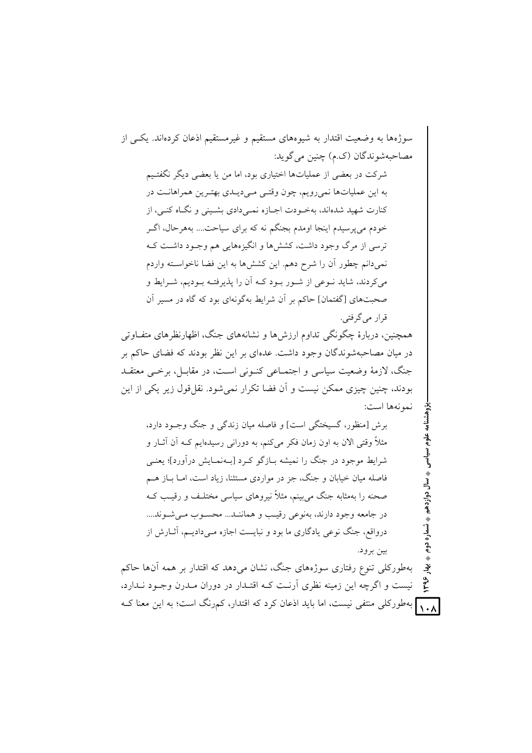سوژه‌ها به وضعیت اقتدار به شیوه‌های مستقیم و غیرمستقیم اذعان کرده‌اند. یکی از مصاحبه‌شوندگان (ک.م) چنین می‌گوید:

> شرکت در بعضی از عملیات‌ها اختیاری بود، اما من یا بعضی دیگر نگفتیم به این عملیات‌ها نمی‌رویم، چون وقتی می‌دیدی بهترین همراهانت در کنارت شهید شده‌اند، به‌خودت اجازه نمی‌دادی بشینی و نگاه کنی، از خودم می‌پرسیدم اینجا اومدم بجنگم نه که برای سیاحت.... به‌هرحال، اگر ترسی از مرگ وجود داشت، کشش‌ها و انگیزه‌هایی هم وجود داشت که نمی‌دانم چطور آن را شرح دهم. این کشش‌ها به این فضا ناخواسته واردم می‌کردند، شاید نوعی از شور بود که آن را پذیرفته بودیم، شرایط و صحبت‌های [گفتمان] حاکم بر آن شرایط به‌گونه‌ای بود که گاه در مسیر آن قرار می‌گرفتی.

همچنین، دربارهٔ چگونگی تداوم ارزش‌ها و نشانه‌های جنگ، اظهارنظرهای متفاوتی در میان مصاحبه‌شوندگان وجود داشت. عده‌ای بر این نظر بودند که فضای حاکم بر جنگ، لازمهٔ وضعیت سیاسی و اجتماعی کنونی است، در مقابل، برخی معتقد بودند، چنین چیزی ممکن نیست و آن فضا تکرار نمی‌شود. نقل‌قول زیر یکی از این نمونه‌ها است:

> برش [منظور، گسیختگی است] و فاصله میان زندگی و جنگ وجود دارد، مثلاً وقتی الان به اون زمان فکر می‌کنم، به دورانی رسیده‌ایم که آن آثار و شرایط موجود در جنگ را نمیشه بازگو کرد [به‌نمایش درآورد]؛ یعنی فاصله میان خیابان و جنگ، جز در مواردی مستثنا، زیاد است، اما باز هم صحنه را به‌مثابه جنگ می‌بینم، مثلاً نیروهای سیاسی مختلف و رقیب که در جامعه وجود دارند، به‌نوعی رقیب و همانند... محسوب می‌شوند.... درواقع، جنگ نوعی یادگاری ما بود و نبایست اجازه می‌دادیم، آثارش از بین برود.

به‌طورکلی تنوع رفتاری سوژه‌های جنگ، نشان می‌دهد که اقتدار بر همه آن‌ها حاکم نیست و اگرچه این زمینه نظری آرنت که اقتدار در دوران مدرن وجود ندارد، به‌طورکلی منتفی نیست، اما باید اذعان کرد که اقتدار، کم‌رنگ است؛ به این معنا که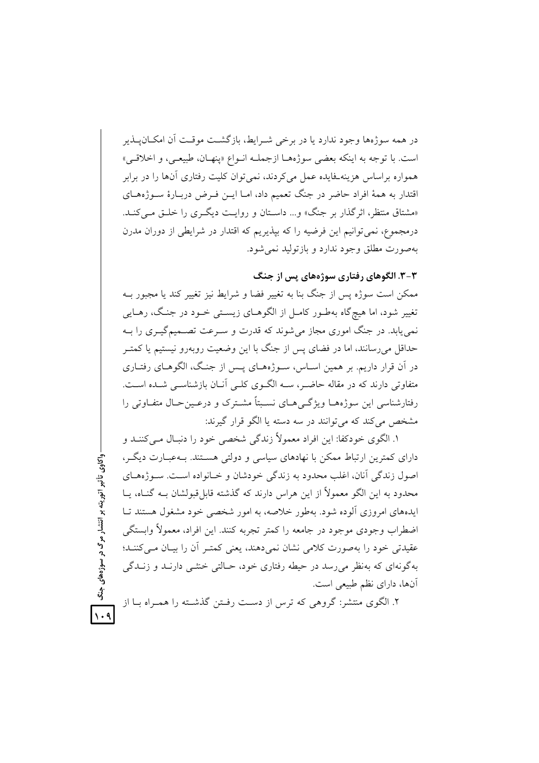در همه سوژه‌ها وجود ندارد یا در برخی شرایط، بازگشت موقت آن امکان‌پذیر است. با توجه به اینکه بعضی سوژه‌ها ازجمله انواع «پنهان، طبیعی، و اخلاقی» همواره براساس هزینه‌ـفایده عمل می‌کردند، نمی‌توان کلیت رفتاری آن‌ها را در برابر اقتدار به همهٔ افراد حاضر در جنگ تعمیم داد، اما این فرض دربارهٔ سوژه‌های «مشتاق منتظر، اثرگذار بر جنگ» و... داستان و روایت دیگری را خلق می‌کند. درمجموع، نمی‌توانیم این فرضیه را که بپذیریم که اقتدار در شرایطی از دوران مدرن به‌صورت مطلق وجود ندارد و بازتولید نمی‌شود.

### ۳-۳. الگوهای رفتاری سوژه‌های پس از جنگ

ممکن است سوژه پس از جنگ بنا به تغییر فضا و شرایط نیز تغییر کند یا مجبور به تغییر شود، اما هیچ‌گاه به‌طور کامل از الگوهای زیستی خود در جنگ، رهایی نمی‌یابد. در جنگ اموری مجاز می‌شوند که قدرت و سرعت تصمیم‌گیری را به حداقل می‌رسانند، اما در فضای پس از جنگ با این وضعیت روبه‌رو نیستیم یا کمتر در آن قرار داریم. بر همین اساس، سوژه‌های پس از جنگ، الگوهای رفتاری متفاوتی دارند که در مقاله حاضر، سه الگوی کلی آنان بازشناسی شده است. رفتارشناسی این سوژه‌ها ویژگی‌های نسبتاً مشترک و درعین‌حال متفاوتی را مشخص می‌کند که می‌توانند در سه دسته یا الگو قرار گیرند:

۱. الگوی خودکفا: این افراد معمولاً زندگی شخصی خود را دنبال می‌کنند و دارای کمترین ارتباط ممکن با نهادهای سیاسی و دولتی هستند. به‌عبارت دیگر، اصول زندگی آنان، اغلب محدود به زندگی خودشان و خانواده است. سوژه‌های محدود به این الگو معمولاً از این هراس دارند که گذشته قابل‌قبولشان به گناه، یا ایده‌های امروزی آلوده شود. به‌طور خلاصه، به امور شخصی خود مشغول هستند تا اضطراب وجودی موجود در جامعه را کمتر تجربه کنند. این افراد، معمولاً وابستگی عقیدتی خود را به‌صورت کلامی نشان نمی‌دهند، یعنی کمتر آن را بیان می‌کنند؛ به‌گونه‌ای که به‌نظر می‌رسد در حیطه رفتاری خود، حالتی خنثی دارند و زندگی آن‌ها، دارای نظم طبیعی است.

۲. الگوی منتشر: گروهی که ترس از دست رفتن گذشته را همراه با از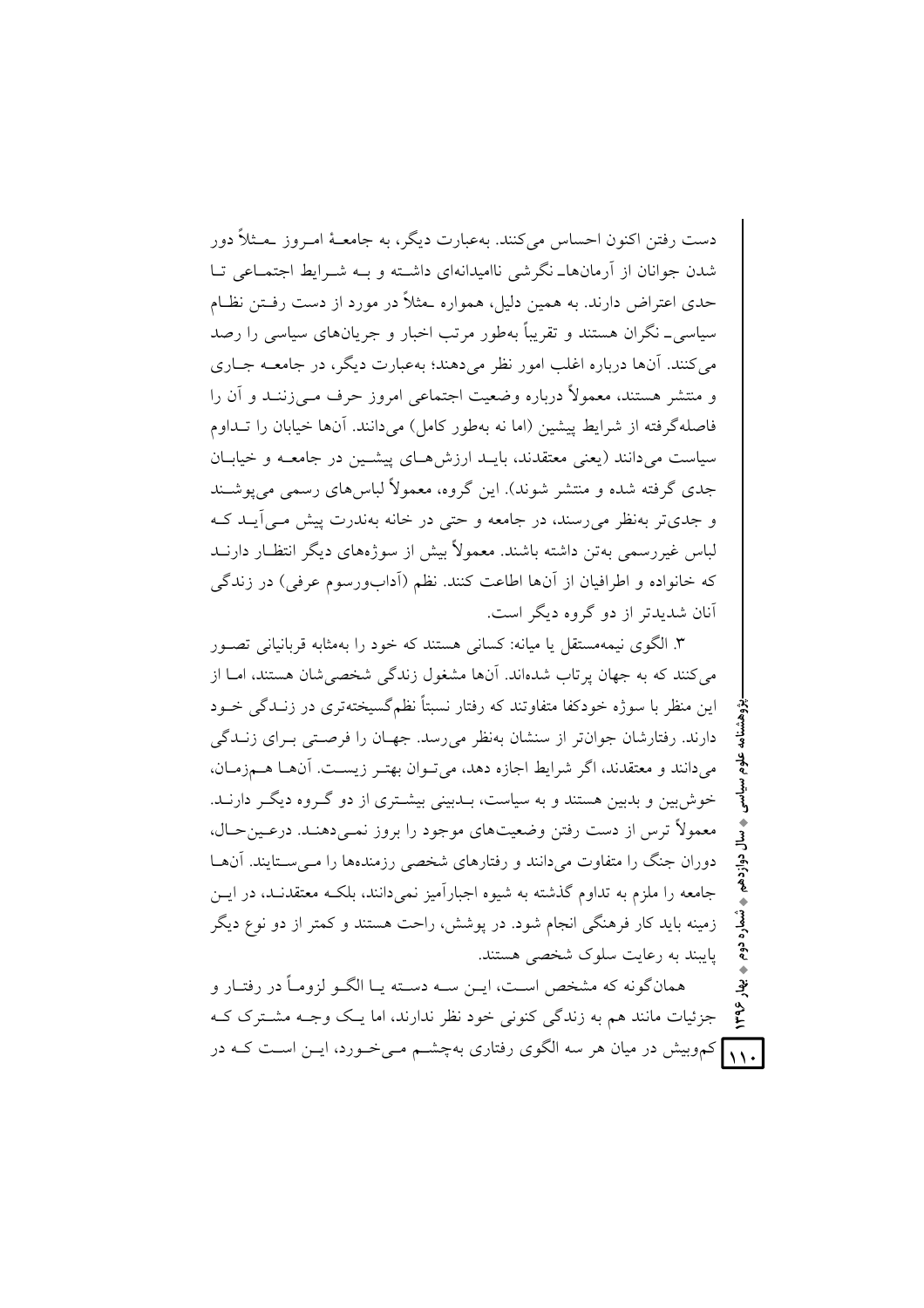دست رفتن اکنون احساس می‌کنند. به‌عبارت دیگر، به جامعهٔ امروز ـمثلاً دور شدن جوانان از آرمان‌هاـ نگرشی ناامیدانه‌ای داشته و به شرایط اجتماعی تا حدی اعتراض دارند. به همین دلیل، همواره ـمثلاً در مورد از دست رفتن نظام سیاسی‌ـ نگران هستند و تقریباً به‌طور مرتب اخبار و جریان‌های سیاسی را رصد می‌کنند. آن‌ها درباره اغلب امور نظر می‌دهند؛ به‌عبارت دیگر، در جامعه جاری و منتشر هستند، معمولاً درباره وضعیت اجتماعی امروز حرف می‌زنند و آن را فاصله‌گرفته از شرایط پیشین (اما نه به‌طور کامل) می‌دانند. آن‌ها خیابان را تداوم سیاست می‌دانند (یعنی معتقدند، باید ارزش‌های پیشین در جامعه و خیابان جدی گرفته شده و منتشر شوند). این گروه، معمولاً لباس‌های رسمی می‌پوشند و جدی‌تر به‌نظر می‌رسند، در جامعه و حتی در خانه به‌ندرت پیش می‌آید که لباس غیررسمی به‌تن داشته باشند. معمولاً بیش از سوژه‌های دیگر انتظار دارند که خانواده و اطرافیان از آن‌ها اطاعت کنند. نظم (آداب‌ورسوم عرفی) در زندگی آنان شدیدتر از دو گروه دیگر است.

۳. الگوی نیمه‌مستقل یا میانه: کسانی هستند که خود را به‌مثابه قربانیانی تصور می‌کنند که به جهان پرتاب شده‌اند. آن‌ها مشغول زندگی شخصی‌شان هستند، اما از این منظر با سوژه خودکفا متفاوتند که رفتار نسبتاً نظم‌گسیخته‌تری در زندگی خود دارند. رفتارشان جوان‌تر از سنشان به‌نظر می‌رسد. جهان را فرصتی برای زندگی می‌دانند و معتقدند، اگر شرایط اجازه دهد، می‌توان بهتر زیست. آن‌ها هم‌زمان، خوش‌بین و بدبین هستند و به سیاست، بدبینی بیشتری از دو گروه دیگر دارند. معمولاً ترس از دست رفتن وضعیت‌های موجود را بروز نمی‌دهند. درعین‌حال، دوران جنگ را متفاوت می‌دانند و رفتارهای شخصی رزمنده‌ها را می‌ستایند. آن‌ها جامعه را ملزم به تداوم گذشته به شیوه اجبارآمیز نمی‌دانند، بلکه معتقدند، در این زمینه باید کار فرهنگی انجام شود. در پوشش، راحت هستند و کمتر از دو نوع دیگر پایبند به رعایت سلوک شخصی هستند.

همان‌گونه که مشخص است، این سه دسته یا الگو لزوماً در رفتار و جزئیات مانند هم به زندگی کنونی خود نظر ندارند، اما یک وجه مشترک که کم‌وبیش در میان هر سه الگوی رفتاری به‌چشم می‌خورد، این است که در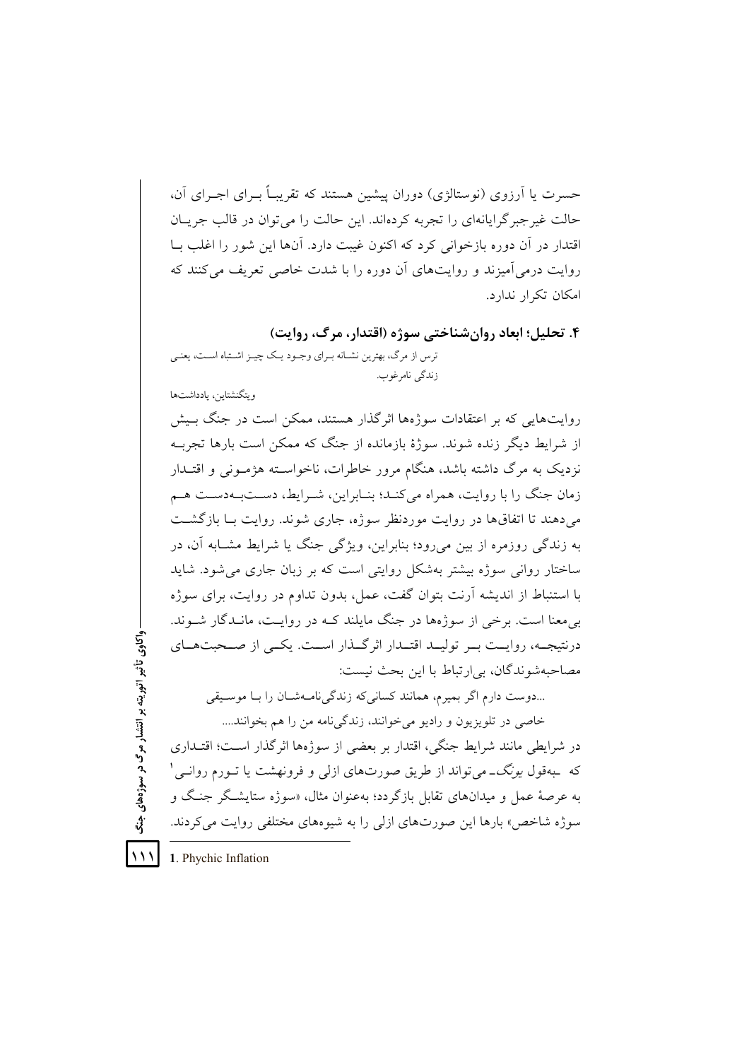حسرت یا آرزوی (نوستالژی) دوران پیشین هستند که تقریباً بـرای اجـرای آن، حالت غیرجبرگرایانه‌ای را تجربه کرده‌اند. این حالت را می‌توان در قالب جریـان اقتدار در آن دوره بازخوانی کرد که اکنون غیبت دارد. آن‌ها این شور را اغلب بـا روایت درمی‌آمیزند و روایت‌های آن دوره را با شدت خاصی تعریف می‌کنند که امکان تکرار ندارد.

### ۴. تحلیل؛ ابعاد روان‌شناختی سوژه (اقتدار، مرگ، روایت)

ترس از مرگ، بهترین نشـانه بـرای وجـود یـک چیـز اشـتباه اسـت، یعنـی زندگی نامرغوب.

ویتگنشتاین، یادداشت‌ها

روایت‌هایی که بر اعتقادات سوژه‌ها اثرگذار هستند، ممکن است در جنگ بـیش از شرایط دیگر زنده شوند. سوژهٔ بازمانده از جنگ که ممکن است بارها تجربـه نزدیک به مرگ داشته باشد، هنگام مرور خاطرات، ناخواسـته هژمـونی و اقتـدار زمان جنگ را با روایت، همراه می‌کنـد؛ بنـابراین، شـرایط، دسـت‌بـه‌دسـت هـم می‌دهند تا اتفاق‌ها در روایت موردنظر سوژه، جاری شوند. روایت بـا بازگشـت به زندگی روزمره از بین می‌رود؛ بنابراین، ویژگی جنگ یا شرایط مشـابه آن، در ساختار روانی سوژه بیشتر به‌شکل روایتی است که بر زبان جاری می‌شود. شاید با استنباط از اندیشه آرنت بتوان گفت، عمل، بدون تداوم در روایت، برای سوژه بی‌معنا است. برخی از سوژه‌ها در جنگ مایلند کـه در روایـت، مانـدگار شـوند. درنتیجـه، روایـت بـر تولیـد اقتـدار اثرگـذار اسـت. یکـی از صـحبت‌هـای مصاحبه‌شوندگان، بی‌ارتباط با این بحث نیست:

...دوست دارم اگر بمیرم، همانند کسانی‌که زندگی‌نامـه‌شـان را بـا موسـیقی خاصی در تلویزیون و رادیو می‌خوانند، زندگی‌نامه من را هم بخوانند....

در شرایطی مانند شرایط جنگی، اقتدار بر بعضی از سوژه‌ها اثرگذار اسـت؛ اقتـداری که ـبه‌قول یونگ‌ـ می‌تواند از طریق صورت‌های ازلی و فرونهشت یا تـورم روانـی[1] به عرصهٔ عمل و میدان‌های تقابل بازگردد؛ به‌عنوان مثال، «سوژه ستایشـگر جنـگ و سوژه شاخص» بارها این صورت‌های ازلی را به شیوه‌های مختلفی روایت می‌کردند.

1. Phychic Inflation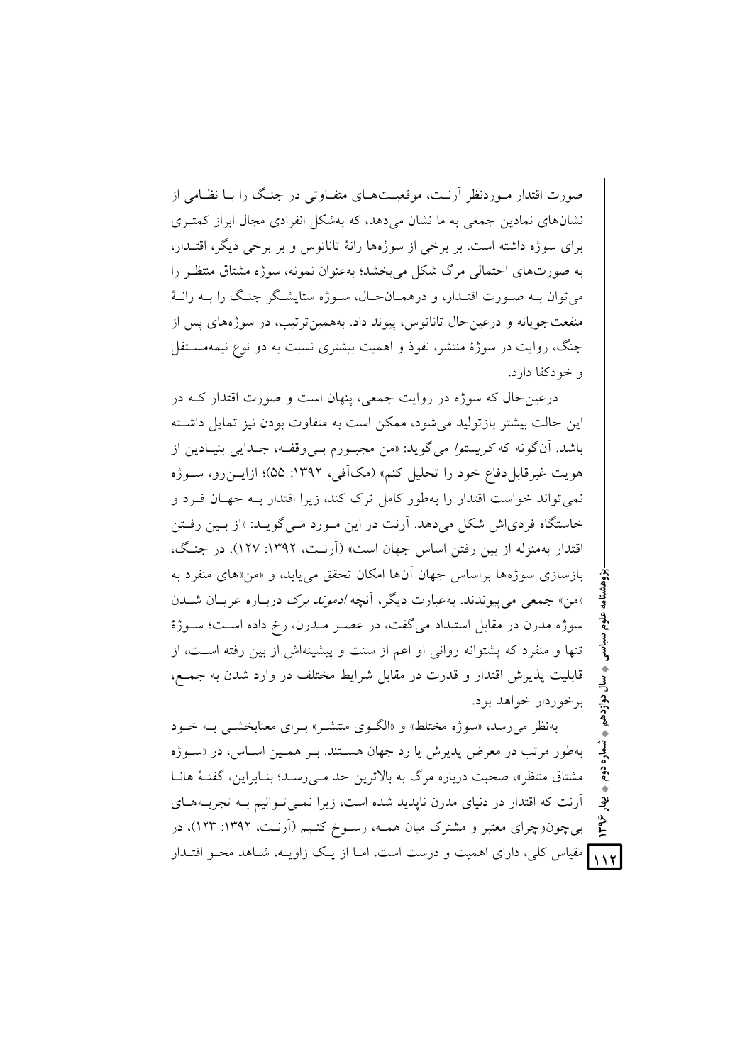صورت اقتدار موردنظر آرنت، موقعیت‌های متفاوتی در جنگ را با نظامی از نشان‌های نمادین جمعی به ما نشان می‌دهد، که به‌شکل انفرادی مجال ابراز کمتری برای سوژه داشته است. بر برخی از سوژه‌ها رانهٔ تاناتوس و بر برخی دیگر، اقتدار، به صورت‌های احتمالی مرگ شکل می‌بخشد؛ به‌عنوان نمونه، سوژه مشتاق منتظر را می‌توان به صورت اقتدار، و درهمان‌حال، سوژه ستایشگر جنگ را به رانهٔ منفعت‌جویانه و درعین‌حال تاناتوس، پیوند داد. به‌همین‌ترتیب، در سوژه‌های پس از جنگ، روایت در سوژهٔ منتشر، نفوذ و اهمیت بیشتری نسبت به دو نوع نیمه‌مستقل و خودکفا دارد.

درعین‌حال که سوژه در روایت جمعی، پنهان است و صورت اقتدار که در این حالت بیشتر بازتولید می‌شود، ممکن است به متفاوت بودن نیز تمایل داشته باشد. آن‌گونه که *کریستوا* می‌گوید: «من مجبورم بی‌وقفه، جدایی بنیادین از هویت غیرقابل‌دفاع خود را تحلیل کنم» (مک‌آفی، ۱۳۹۲: ۵۵)؛ ازاین‌رو، سوژه نمی‌تواند خواست اقتدار را به‌طور کامل ترک کند، زیرا اقتدار به جهان فرد و خاستگاه فردی‌اش شکل می‌دهد. آرنت در این مورد می‌گوید: «از بین رفتن اقتدار به‌منزله از بین رفتن اساس جهان است» (آرنت، ۱۳۹۲: ۱۲۷). در جنگ، بازسازی سوژه‌ها براساس جهان آن‌ها امکان تحقق می‌یابد، و «من»های منفرد به «من» جمعی می‌پیوندند. به‌عبارت دیگر، آنچه *ادموند برک* درباره عریان شدن سوژه مدرن در مقابل استبداد می‌گفت، در عصر مدرن، رخ داده است؛ سوژهٔ تنها و منفرد که پشتوانه روانی او اعم از سنت و پیشینه‌اش از بین رفته است، از قابلیت پذیرش اقتدار و قدرت در مقابل شرایط مختلف در وارد شدن به جمع، برخوردار خواهد بود.

به‌نظر می‌رسد، «سوژه مختلط» و «الگوی منتشر» برای معنابخشی به خود به‌طور مرتب در معرض پذیرش یا رد جهان هستند. بر همین اساس، در «سوژه مشتاق منتظر»، صحبت درباره مرگ به بالاترین حد می‌رسد؛ بنابراین، گفتهٔ هانا آرنت که اقتدار در دنیای مدرن ناپدید شده است، زیرا نمی‌توانیم به تجربه‌های بی‌چون‌وچرای معتبر و مشترک میان همه، رسوخ کنیم (آرنت، ۱۳۹۲: ۱۲۳)، در مقیاس کلی، دارای اهمیت و درست است، اما از یک زاویه، شاهد محو اقتدار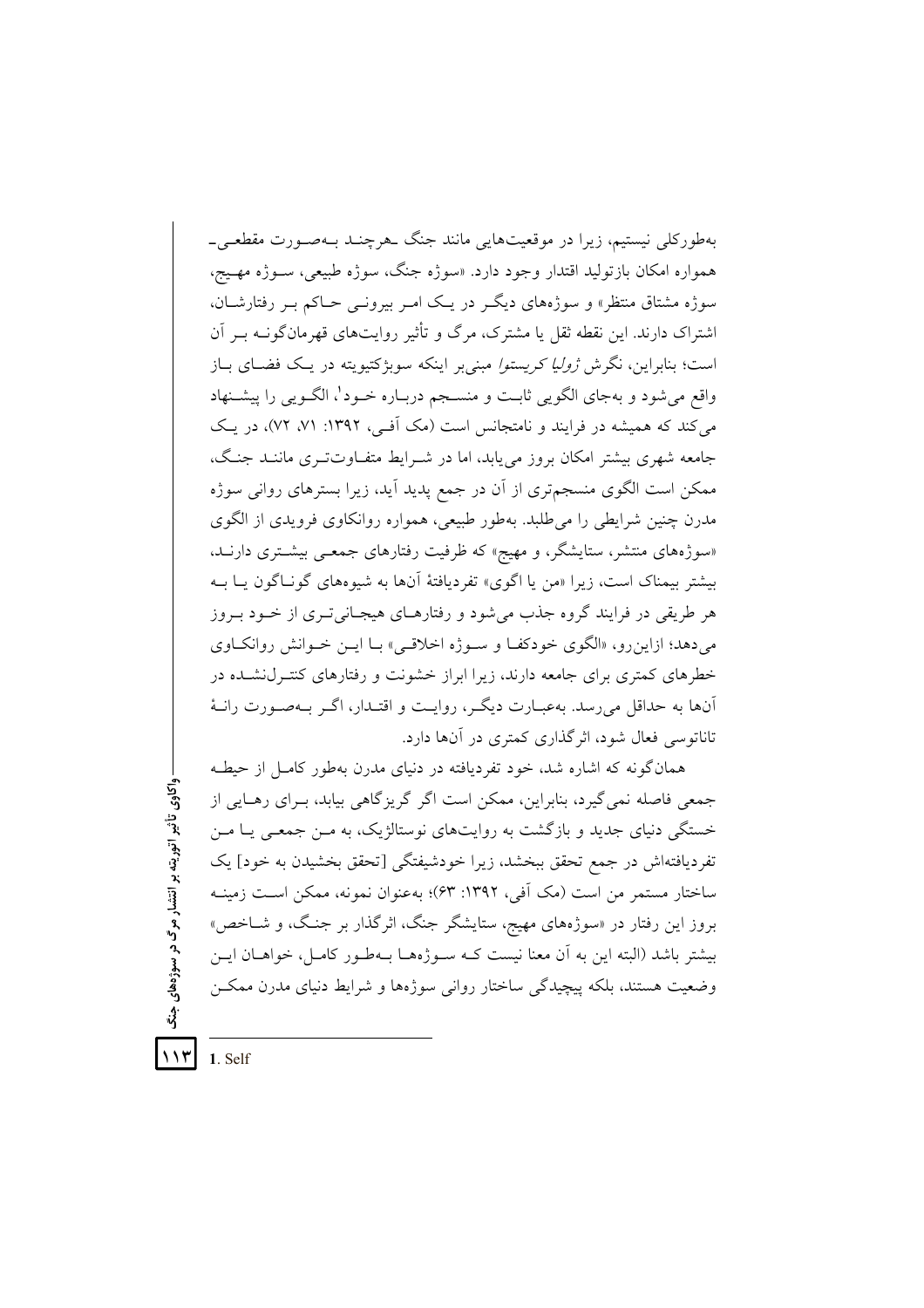به‌طورکلی نیستیم، زیرا در موقعیت‌هایی مانند جنگ ـهرچند به‌صورت مقطعی ـ همواره امکان بازتولید اقتدار وجود دارد. «سوژه جنگ، سوژه طبیعی، سوژه مهیج، سوژه مشتاق منتظر» و سوژه‌های دیگر در یک امر بیرونی حاکم بر رفتارشان، اشتراک دارند. این نقطه ثقل یا مشترک، مرگ و تأثیر روایت‌های قهرمان‌گونه بر آن است؛ بنابراین، نگرش *ژولیا کریستوا* مبنی‌بر اینکه سوبژکتیویته در یک فضای باز واقع می‌شود و به‌جای الگویی ثابت و منسجم درباره خود[1]، الگویی را پیشنهاد می‌کند که همیشه در فرایند و نامتجانس است (مک آفی، ۱۳۹۲: ۷۱، ۷۲)، در یک جامعه شهری بیشتر امکان بروز می‌یابد، اما در شرایط متفاوت‌تری مانند جنگ، ممکن است الگوی منسجم‌تری از آن در جمع پدید آید، زیرا بسترهای روانی سوژه مدرن چنین شرایطی را می‌طلبد. به‌طور طبیعی، همواره روانکاوی فرویدی از الگوی «سوژه‌های منتشر، ستایشگر، و مهیج» که ظرفیت رفتارهای جمعی بیشتری دارند، بیشتر بیمناک است، زیرا «من یا اگوی» تفردیافتهٔ آن‌ها به شیوه‌های گوناگون یا به هر طریقی در فرایند گروه جذب می‌شود و رفتارهای هیجانی‌تری از خود بروز می‌دهد؛ ازاین‌رو، «الگوی خودکفا و سوژه اخلاقی» با این خوانش روانکاوی خطرهای کمتری برای جامعه دارند، زیرا ابراز خشونت و رفتارهای کنترل‌نشده در آن‌ها به حداقل می‌رسد. به‌عبارت دیگر، روایت و اقتدار، اگر به‌صورت رانهٔ تاناتوسی فعال شود، اثرگذاری کمتری در آن‌ها دارد.

همان‌گونه که اشاره شد، خود تفردیافته در دنیای مدرن به‌طور کامل از حیطه جمعی فاصله نمی‌گیرد، بنابراین، ممکن است اگر گریزگاهی بیابد، برای رهایی از خستگی دنیای جدید و بازگشت به روایت‌های نوستالژیک، به من جمعی یا من تفردیافته‌اش در جمع تحقق ببخشد، زیرا خودشیفتگی [تحقق بخشیدن به خود] یک ساختار مستمر من است (مک آفی، ۱۳۹۲: ۶۳)؛ به‌عنوان نمونه، ممکن است زمینه بروز این رفتار در «سوژه‌های مهیج، ستایشگر جنگ، اثرگذار بر جنگ، و شاخص» بیشتر باشد (البته این به آن معنا نیست که سوژه‌ها به‌طور کامل، خواهان این وضعیت هستند، بلکه پیچیدگی ساختار روانی سوژه‌ها و شرایط دنیای مدرن ممکن

---

1. Self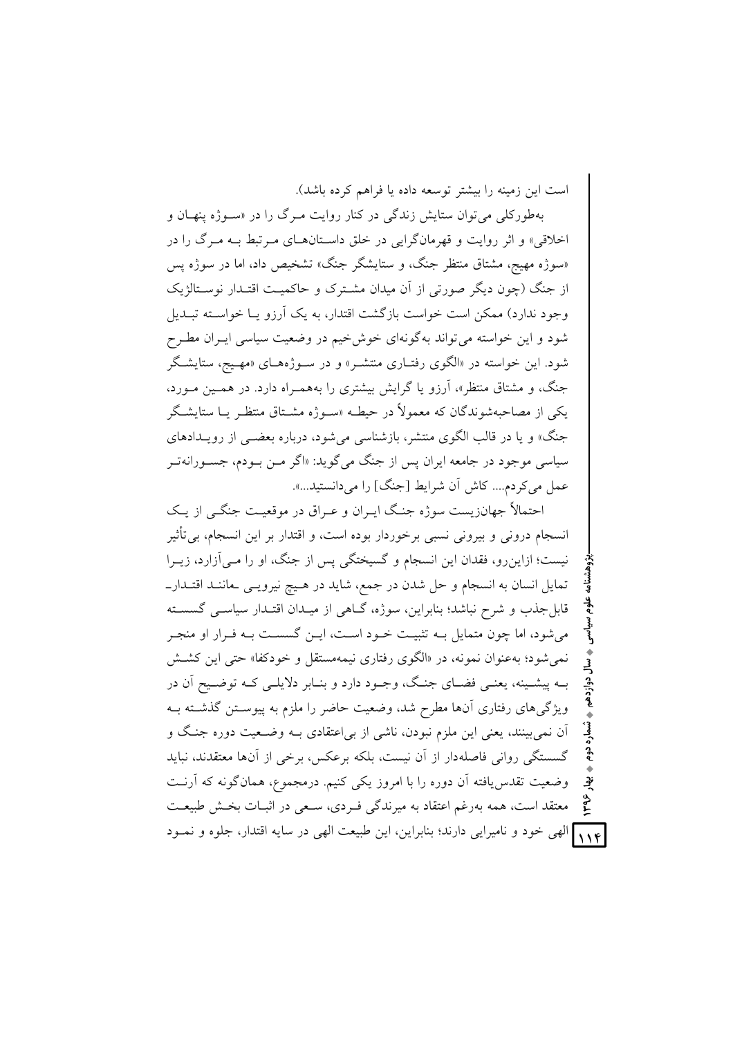است این زمینه را بیشتر توسعه داده یا فراهم کرده باشد).

به‌طورکلی می‌توان ستایش زندگی در کنار روایت مرگ را در «سوژه پنهان و اخلاقی» و اثر روایت و قهرمان‌گرایی در خلق داستان‌های مرتبط به مرگ را در «سوژه مهیج، مشتاق منتظر جنگ، و ستایشگر جنگ» تشخیص داد، اما در سوژه پس از جنگ (چون دیگر صورتی از آن میدان مشترک و حاکمیت اقتدار نوستالژیک وجود ندارد) ممکن است خواست بازگشت اقتدار، به یک آرزو یا خواسته تبدیل شود و این خواسته می‌تواند به‌گونه‌ای خوش‌خیم در وضعیت سیاسی ایران مطرح شود. این خواسته در «الگوی رفتاری منتشر» و در سوژه‌های «مهیج، ستایشگر جنگ، و مشتاق منتظر»، آرزو یا گرایش بیشتری را به‌همراه دارد. در همین مورد، یکی از مصاحبه‌شوندگان که معمولاً در حیطه «سوژه مشتاق منتظر یا ستایشگر جنگ» و یا در قالب الگوی منتشر، بازشناسی می‌شود، درباره بعضی از رویدادهای سیاسی موجود در جامعه ایران پس از جنگ می‌گوید: «اگر من بودم، جسورانه‌تر عمل می‌کردم.... کاش آن شرایط [جنگ] را می‌دانستید...».

احتمالاً جهان‌زیست سوژه جنگ ایران و عراق در موقعیت جنگی از یک انسجام درونی و بیرونی نسبی برخوردار بوده است، و اقتدار بر این انسجام، بی‌تأثیر نیست؛ ازاین‌رو، فقدان این انسجام و گسیختگی پس از جنگ، او را می‌آزارد، زیرا تمایل انسان به انسجام و حل شدن در جمع، شاید در هیچ نیرویی ـ مانند اقتدار ـ قابل جذب و شرح نباشد؛ بنابراین، سوژه، گاهی از میدان اقتدار سیاسی گسسته می‌شود، اما چون متمایل به تثبیت خود است، این گسست به فرار او منجر نمی‌شود؛ به‌عنوان نمونه، در «الگوی رفتاری نیمه‌مستقل و خودکفا» حتی این کشش به پیشینه، یعنی فضای جنگ، وجود دارد و بنابر دلایلی که توضیح آن در ویژگی‌های رفتاری آن‌ها مطرح شد، وضعیت حاضر را ملزم به پیوستن گذشته به آن نمی‌بینند، یعنی این ملزم نبودن، ناشی از بی‌اعتقادی به وضعیت دوره جنگ و گسستگی روانی فاصله‌دار از آن نیست، بلکه برعکس، برخی از آن‌ها معتقدند، نباید وضعیت تقدس‌یافته آن دوره را با امروز یکی کنیم. درمجموع، همان‌گونه که آرنت معتقد است، همه به‌رغم اعتقاد به میرندگی فردی، سعی در اثبات بخش طبیعت الهی خود و نامیرایی دارند؛ بنابراین، این طبیعت الهی در سایه اقتدار، جلوه و نمود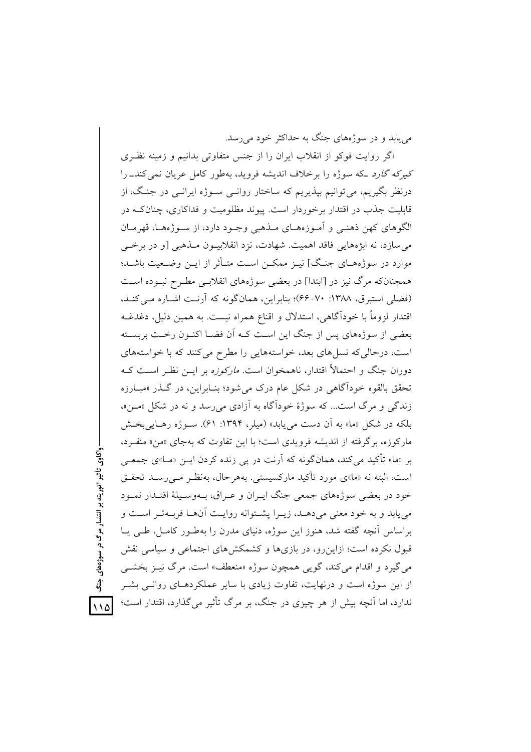می‌یابد و در سوژه‌های جنگ به حداکثر خود می‌رسد.

اگر روایت فوکو از انقلاب ایران را از جنس متفاوتی بدانیم و زمینه نظری *کیرکه گارد* ـکه سوژه را برخلاف اندیشه فروید، به‌طور کامل عریان نمی‌کندـ را درنظر بگیریم، می‌توانیم بپذیریم که ساختار روانی سوژه ایرانی در جنگ، از قابلیت جذب در اقتدار برخوردار است. پیوند مظلومیت و فداکاری، چنانکه در الگوهای کهن ذهنی و آموزه‌های مذهبی وجود دارد، از سوژه‌ها، قهرمان می‌سازد، نه ابژه‌هایی فاقد اهمیت. شهادت، نزد انقلابیون مذهبی [و در برخی موارد در سوژه‌های جنگ] نیز ممکن است متأثر از این وضعیت باشد؛ همچنانکه مرگ نیز در [ابتدا] در بعضی سوژه‌های انقلابی مطرح نبوده است (فضلی استبرق، ۱۳۸۸: ۷۰-۶۶)؛ بنابراین، همان‌گونه که آرنت اشاره می‌کند، اقتدار لزوماً با خودآگاهی، استدلال و اقناع همراه نیست. به همین دلیل، دغدغه بعضی از سوژه‌های پس از جنگ این است که آن فضا اکنون رخت بربسته است، درحالی‌که نسل‌های بعد، خواسته‌هایی را مطرح می‌کنند که با خواسته‌های دوران جنگ و احتمالاً اقتدار، ناهمخوان است. *مارکوزه* بر این نظر است که تحقق بالقوه خودآگاهی در شکل عام درک می‌شود؛ بنابراین، در گذر «مبارزه زندگی و مرگ است... که سوژهٔ خودآگاه به آزادی می‌رسد و نه در شکل «من»، بلکه در شکل «ما» به آن دست می‌یابد» (میلر، ۱۳۹۴: ۶۱). سوژه رهایی‌بخش مارکوزه، برگرفته از اندیشه فرویدی است؛ با این تفاوت که به‌جای «من» منفرد، بر «ما» تأکید می‌کند، همان‌گونه که آرنت در پی زنده کردن این «ما»ی جمعی است، البته نه «ما»ی مورد تأکید مارکسیستی. به‌هرحال، به‌نظر می‌رسد تحقق خود در بعضی سوژه‌های جمعی جنگ ایران و عراق، به‌وسیلهٔ اقتدار نمود می‌یابد و به خود معنی می‌دهد، زیرا پشتوانه روایت آنها فربه‌تر است و براساس آنچه گفته شد، هنوز این سوژه، دنیای مدرن را به‌طور کامل، طی یا قبول نکرده است؛ ازاین‌رو، در بازی‌ها و کشمکش‌های اجتماعی و سیاسی نقش می‌گیرد و اقدام می‌کند، گویی همچون سوژه «منعطف» است. مرگ نیز بخشی از این سوژه است و درنهایت، تفاوت زیادی با سایر عملکردهای روانی بشر ندارد، اما آنچه بیش از هر چیزی در جنگ، بر مرگ تأثیر می‌گذارد، اقتدار است؛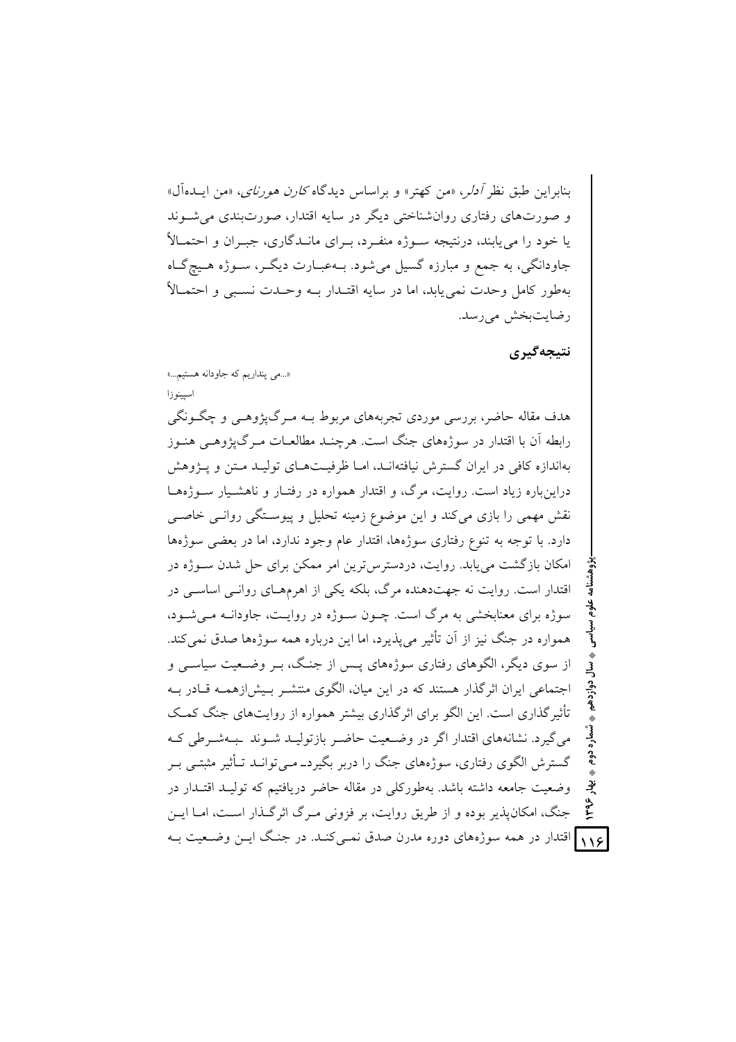بنابراین طبق نظر *آدلر*، «من کهتر» و براساس دیدگاه *کارن هورنای*، «من ایده‌آل» و صورت‌های رفتاری روان‌شناختی دیگر در سایه اقتدار، صورت‌بندی می‌شوند یا خود را می‌یابند، درنتیجه سوژه منفرد، برای ماندگاری، جبران و احتمالاً جاودانگی، به جمع و مبارزه گسیل می‌شود. به‌عبارت دیگر، سوژه هیچ‌گاه به‌طور کامل وحدت نمی‌یابد، اما در سایه اقتدار به وحدت نسبی و احتمالاً رضایت‌بخش می‌رسد.

## نتیجه‌گیری

«...می پنداریم که جاودانه هستیم...»

اسپینوزا

هدف مقاله حاضر، بررسی موردی تجربه‌های مربوط به مرگ‌پژوهی و چگونگی رابطه آن با اقتدار در سوژه‌های جنگ است. هرچند مطالعات مرگ‌پژوهی هنوز به‌اندازه کافی در ایران گسترش نیافته‌اند، اما ظرفیت‌های تولید متن و پژوهش دراین‌باره زیاد است. روایت، مرگ، و اقتدار همواره در رفتار و ناهشیار سوژه‌ها نقش مهمی را بازی می‌کند و این موضوع زمینه تحلیل و پیوستگی روانی خاصی دارد. با توجه به تنوع رفتاری سوژه‌ها، اقتدار عام وجود ندارد، اما در بعضی سوژه‌ها امکان بازگشت می‌یابد. روایت، دردسترس‌ترین امر ممکن برای حل شدن سوژه در اقتدار است. روایت نه جهت‌دهنده مرگ، بلکه یکی از اهرم‌های روانی اساسی در سوژه برای معنابخشی به مرگ است. چون سوژه در روایت، جاودانه می‌شود، همواره در جنگ نیز از آن تأثیر می‌پذیرد، اما این درباره همه سوژه‌ها صدق نمی‌کند. از سوی دیگر، الگوهای رفتاری سوژه‌های پس از جنگ، بر وضعیت سیاسی و اجتماعی ایران اثرگذار هستند که در این میان، الگوی منتشر بیش‌ازهمه قادر به تأثیرگذاری است. این الگو برای اثرگذاری بیشتر همواره از روایت‌های جنگ کمک می‌گیرد. نشانه‌های اقتدار اگر در وضعیت حاضر بازتولید شوند ـ به‌شرطی که گسترش الگوی رفتاری، سوژه‌های جنگ را دربر بگیرد ـ می‌تواند تأثیر مثبتی بر وضعیت جامعه داشته باشد. به‌طورکلی در مقاله حاضر دریافتیم که تولید اقتدار در جنگ، امکان‌پذیر بوده و از طریق روایت، بر فزونی مرگ اثرگذار است، اما این اقتدار در همه سوژه‌های دوره مدرن صدق نمی‌کند. در جنگ این وضعیت به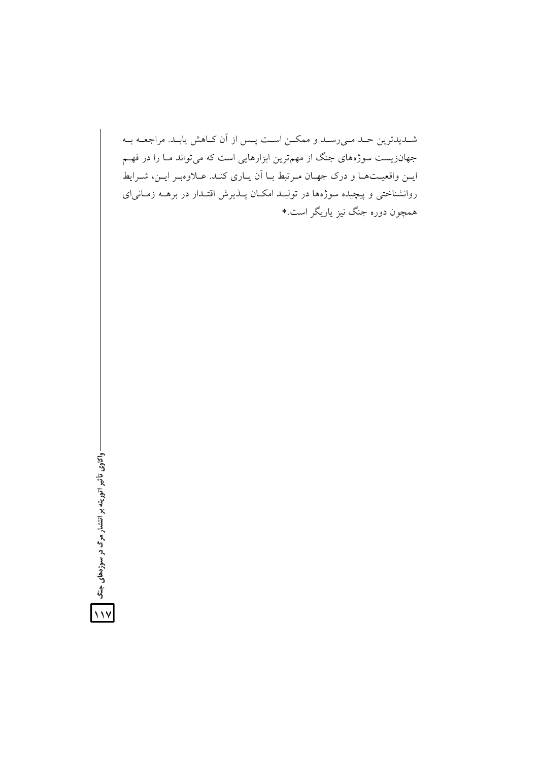شدیدترین حد می‌رسد و ممکن است پس از آن کاهش یابد. مراجعه به جهان‌زیست سوژه‌های جنگ از مهم‌ترین ابزارهایی است که می‌تواند ما را در فهم این واقعیت‌ها و درک جهان مرتبط با آن یاری کند. علاوه‌بر این، شرایط روانشناختی و پیچیده سوژه‌ها در تولید امکان پذیرش اقتدار در برهه زمانی‌ای همچون دوره جنگ نیز یاریگر است.*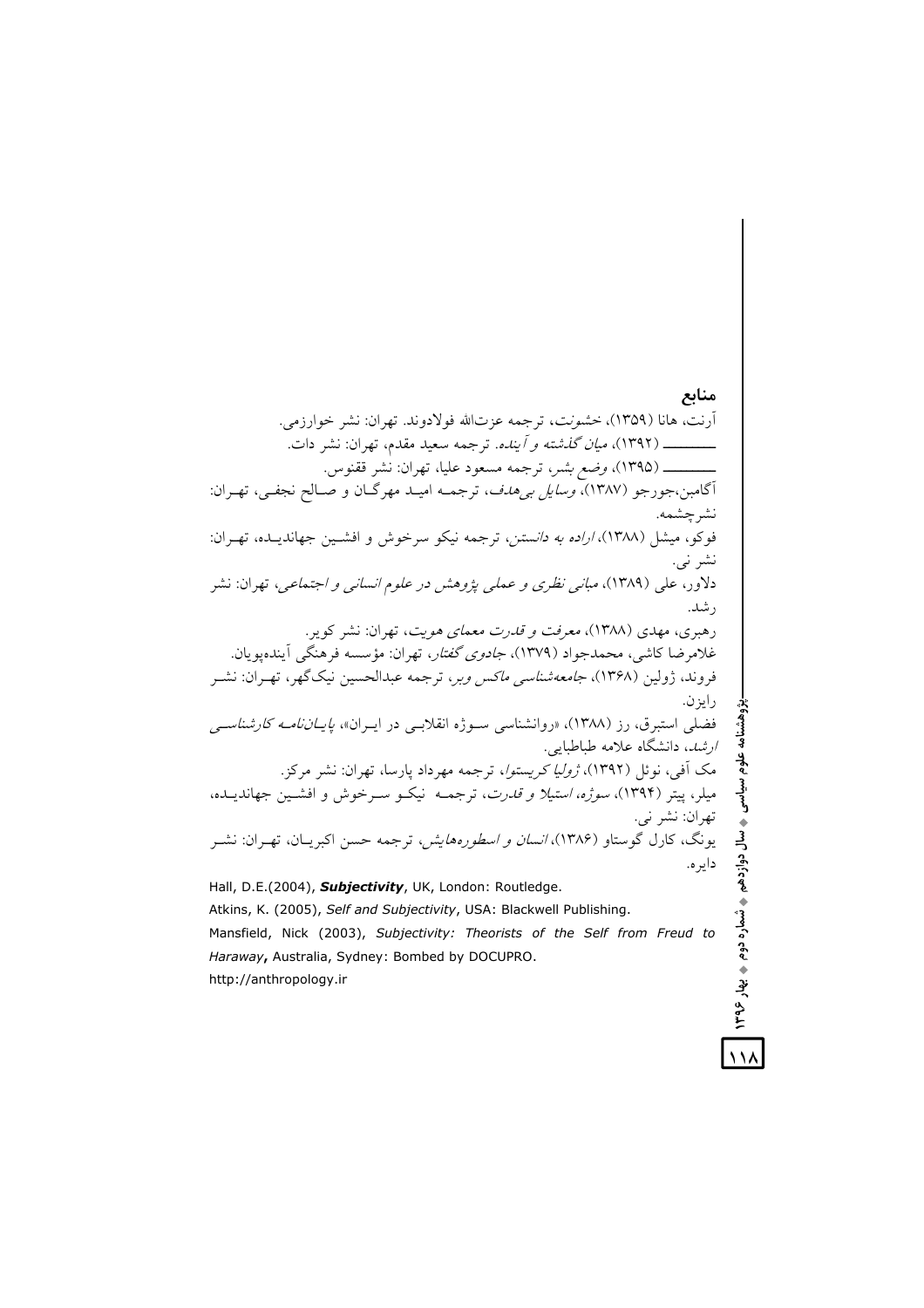## منابع

آرنت، هانا (۱۳۵۹)، *خشونت*، ترجمه عزت‌الله فولادوند. تهران: نشر خوارزمی.

ـــــــــ (۱۳۹۲)، *میان گذشته و آینده*. ترجمه سعید مقدم، تهران: نشر دات.

ـــــــــ (۱۳۹۵)، *وضع بشر*، ترجمه مسعود علیا، تهران: نشر ققنوس.

آگامبن،جورجو (۱۳۸۷)، *وسایل بی‌هدف*، ترجمه امید مهرگان و صالح نجفی، تهران: نشرچشمه.

فوکو، میشل (۱۳۸۸)، *اراده به دانستن*، ترجمه نیکو سرخوش و افشین جهاندیده، تهران: نشر نی.

دلاور، علی (۱۳۸۹)، *مبانی نظری و عملی پژوهش در علوم انسانی و اجتماعی*، تهران: نشر رشد.

رهبری، مهدی (۱۳۸۸)، *معرفت و قدرت معمای هویت*، تهران: نشر کویر.

غلامرضا کاشی، محمدجواد (۱۳۷۹)، *جادوی گفتار*، تهران: مؤسسه فرهنگی آینده‌پویان.

فروند، ژولین (۱۳۶۸)، *جامعه‌شناسی ماکس وبر*، ترجمه عبدالحسین نیک‌گهر، تهران: نشر رایزن.

فضلی استبرق، رز (۱۳۸۸)، «روانشناسی سوژه انقلابی در ایران»، *پایان‌نامه کارشناسی ارشد*، دانشگاه علامه طباطبایی.

مک آفی، نوئل (۱۳۹۲)، *ژولیا کریستوا*، ترجمه مهرداد پارسا، تهران: نشر مرکز.

میلر، پیتر (۱۳۹۴)، *سوژه، استیلا و قدرت*، ترجمه نیکو سرخوش و افشین جهاندیده، تهران: نشر نی.

یونگ، کارل گوستاو (۱۳۸۶)، *انسان و اسطوره‌هایش*، ترجمه حسن اکبریان، تهران: نشر دایره.

Hall, D.E.(2004), ***Subjectivity***, UK, London: Routledge.

Atkins, K. (2005), *Self and Subjectivity*, USA: Blackwell Publishing.

Mansfield, Nick (2003), *Subjectivity: Theorists of the Self from Freud to Haraway***,** Australia, Sydney: Bombed by DOCUPRO.

http://anthropology.ir